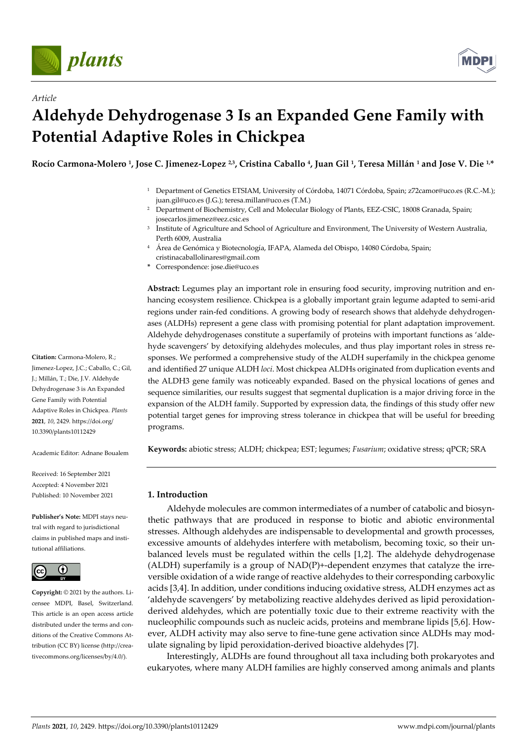*Article*

# Aldehyde Dehydrogenase 3 Is an Expanded Gene Family with Potential Adaptive Roles in Chickpea

**Rocío Carmona-Molero [1], Jose C. Jimenez-Lopez [2,3], Cristina Caballo [4], Juan Gil [1], Teresa Millán [1] and Jose V. Die [1,*]**

1. Department of Genetics ETSIAM, University of Córdoba, 14071 Córdoba, Spain; z72camor@uco.es (R.C.-M.); juan.gil@uco.es (J.G.); teresa.millan@uco.es (T.M.)
2. Department of Biochemistry, Cell and Molecular Biology of Plants, EEZ-CSIC, 18008 Granada, Spain; josecarlos.jimenez@eez.csic.es
3. Institute of Agriculture and School of Agriculture and Environment, The University of Western Australia, Perth 6009, Australia
4. Área de Genómica y Biotecnología, IFAPA, Alameda del Obispo, 14080 Córdoba, Spain; cristinacaballolinares@gmail.com

\* Correspondence: jose.die@uco.es

**Citation:** Carmona-Molero, R.; Jimenez-Lopez, J.C.; Caballo, C.; Gil, J.; Millán, T.; Die, J.V. Aldehyde Dehydrogenase 3 is An Expanded Gene Family with Potential Adaptive Roles in Chickpea. *Plants* **2021**, *10*, 2429. https://doi.org/10.3390/plants10112429

Academic Editor: Adnane Boualem

Received: 16 September 2021
Accepted: 4 November 2021
Published: 10 November 2021

**Publisher's Note:** MDPI stays neutral with regard to jurisdictional claims in published maps and institutional affiliations.

**Copyright:** © 2021 by the authors. Licensee MDPI, Basel, Switzerland. This article is an open access article distributed under the terms and conditions of the Creative Commons Attribution (CC BY) license (http://creativecommons.org/licenses/by/4.0/).

**Abstract:** Legumes play an important role in ensuring food security, improving nutrition and enhancing ecosystem resilience. Chickpea is a globally important grain legume adapted to semi-arid regions under rain-fed conditions. A growing body of research shows that aldehyde dehydrogenases (ALDHs) represent a gene class with promising potential for plant adaptation improvement. Aldehyde dehydrogenases constitute a superfamily of proteins with important functions as 'aldehyde scavengers' by detoxifying aldehydes molecules, and thus play important roles in stress responses. We performed a comprehensive study of the ALDH superfamily in the chickpea genome and identified 27 unique ALDH *loci*. Most chickpea ALDHs originated from duplication events and the ALDH3 gene family was noticeably expanded. Based on the physical locations of genes and sequence similarities, our results suggest that segmental duplication is a major driving force in the expansion of the ALDH family. Supported by expression data, the findings of this study offer new potential target genes for improving stress tolerance in chickpea that will be useful for breeding programs.

**Keywords:** abiotic stress; ALDH; chickpea; EST; legumes; *Fusarium*; oxidative stress; qPCR; SRA

## 1. Introduction

Aldehyde molecules are common intermediates of a number of catabolic and biosynthetic pathways that are produced in response to biotic and abiotic environmental stresses. Although aldehydes are indispensable to developmental and growth processes, excessive amounts of aldehydes interfere with metabolism, becoming toxic, so their unbalanced levels must be regulated within the cells [1,2]. The aldehyde dehydrogenase (ALDH) superfamily is a group of NAD(P)+-dependent enzymes that catalyze the irreversible oxidation of a wide range of reactive aldehydes to their corresponding carboxylic acids [3,4]. In addition, under conditions inducing oxidative stress, ALDH enzymes act as 'aldehyde scavengers' by metabolizing reactive aldehydes derived as lipid peroxidation-derived aldehydes, which are potentially toxic due to their extreme reactivity with the nucleophilic compounds such as nucleic acids, proteins and membrane lipids [5,6]. However, ALDH activity may also serve to fine-tune gene activation since ALDHs may modulate signaling by lipid peroxidation-derived bioactive aldehydes [7].

Interestingly, ALDHs are found throughout all taxa including both prokaryotes and eukaryotes, where many ALDH families are highly conserved among animals and plants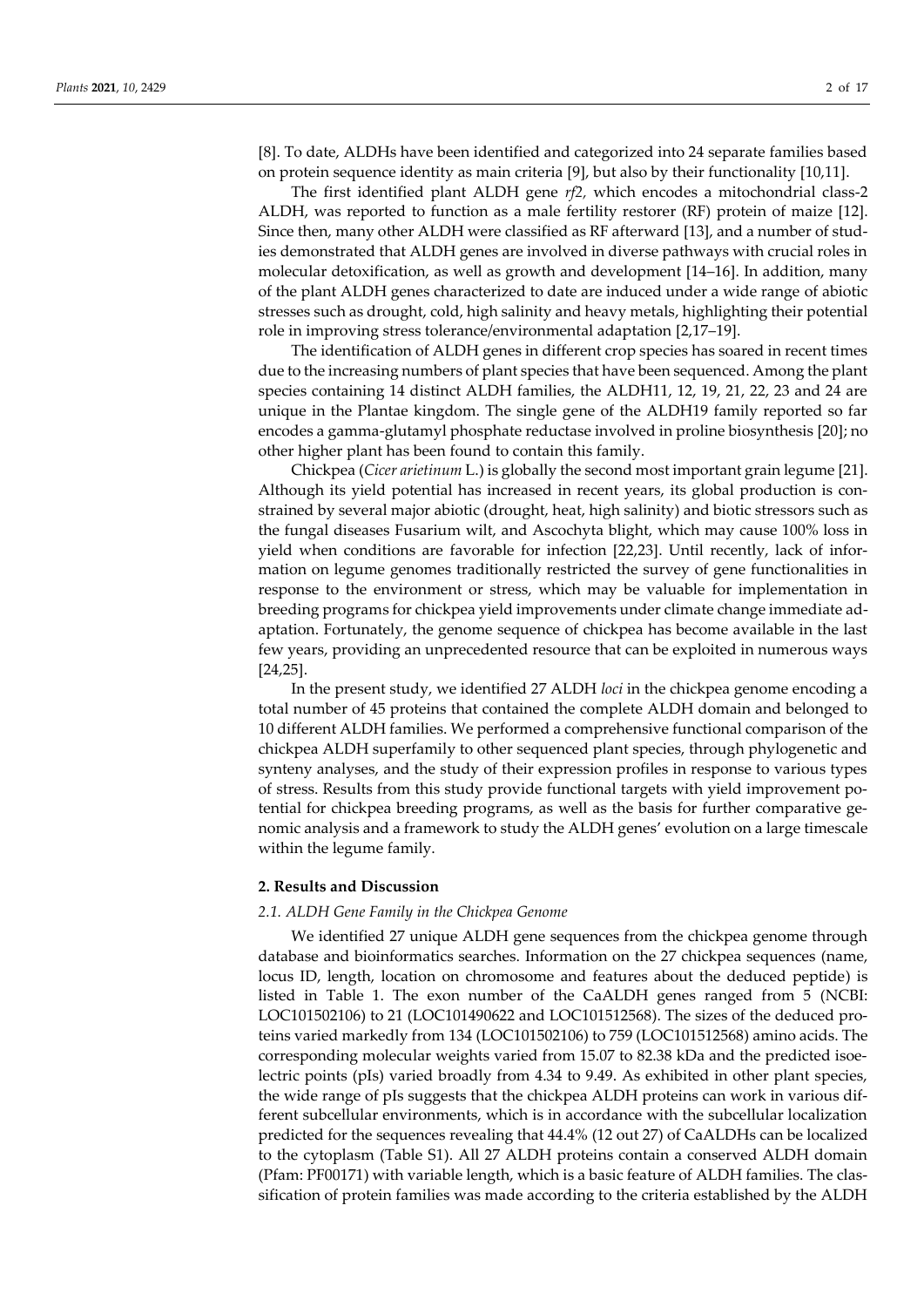[8]. To date, ALDHs have been identified and categorized into 24 separate families based on protein sequence identity as main criteria [9], but also by their functionality [10,11].

The first identified plant ALDH gene *rf2,* which encodes a mitochondrial class-2 ALDH, was reported to function as a male fertility restorer (RF) protein of maize [12]. Since then, many other ALDH were classified as RF afterward [13], and a number of studies demonstrated that ALDH genes are involved in diverse pathways with crucial roles in molecular detoxification, as well as growth and development [14–16]. In addition, many of the plant ALDH genes characterized to date are induced under a wide range of abiotic stresses such as drought, cold, high salinity and heavy metals, highlighting their potential role in improving stress tolerance/environmental adaptation [2,17–19].

The identification of ALDH genes in different crop species has soared in recent times due to the increasing numbers of plant species that have been sequenced. Among the plant species containing 14 distinct ALDH families, the ALDH11, 12, 19, 21, 22, 23 and 24 are unique in the Plantae kingdom. The single gene of the ALDH19 family reported so far encodes a gamma-glutamyl phosphate reductase involved in proline biosynthesis [20]; no other higher plant has been found to contain this family.

Chickpea (*Cicer arietinum* L.) is globally the second most important grain legume [21]. Although its yield potential has increased in recent years, its global production is constrained by several major abiotic (drought, heat, high salinity) and biotic stressors such as the fungal diseases Fusarium wilt, and Ascochyta blight, which may cause 100% loss in yield when conditions are favorable for infection [22,23]. Until recently, lack of information on legume genomes traditionally restricted the survey of gene functionalities in response to the environment or stress, which may be valuable for implementation in breeding programs for chickpea yield improvements under climate change immediate adaptation. Fortunately, the genome sequence of chickpea has become available in the last few years, providing an unprecedented resource that can be exploited in numerous ways [24,25].

In the present study, we identified 27 ALDH *loci* in the chickpea genome encoding a total number of 45 proteins that contained the complete ALDH domain and belonged to 10 different ALDH families. We performed a comprehensive functional comparison of the chickpea ALDH superfamily to other sequenced plant species, through phylogenetic and synteny analyses, and the study of their expression profiles in response to various types of stress. Results from this study provide functional targets with yield improvement potential for chickpea breeding programs, as well as the basis for further comparative genomic analysis and a framework to study the ALDH genes' evolution on a large timescale within the legume family.

## 2. Results and Discussion

### *2.1. ALDH Gene Family in the Chickpea Genome*

We identified 27 unique ALDH gene sequences from the chickpea genome through database and bioinformatics searches. Information on the 27 chickpea sequences (name, locus ID, length, location on chromosome and features about the deduced peptide) is listed in Table 1. The exon number of the CaALDH genes ranged from 5 (NCBI: LOC101502106) to 21 (LOC101490622 and LOC101512568). The sizes of the deduced proteins varied markedly from 134 (LOC101502106) to 759 (LOC101512568) amino acids. The corresponding molecular weights varied from 15.07 to 82.38 kDa and the predicted isoelectric points (pIs) varied broadly from 4.34 to 9.49. As exhibited in other plant species, the wide range of pIs suggests that the chickpea ALDH proteins can work in various different subcellular environments, which is in accordance with the subcellular localization predicted for the sequences revealing that 44.4% (12 out 27) of CaALDHs can be localized to the cytoplasm (Table S1). All 27 ALDH proteins contain a conserved ALDH domain (Pfam: PF00171) with variable length, which is a basic feature of ALDH families. The classification of protein families was made according to the criteria established by the ALDH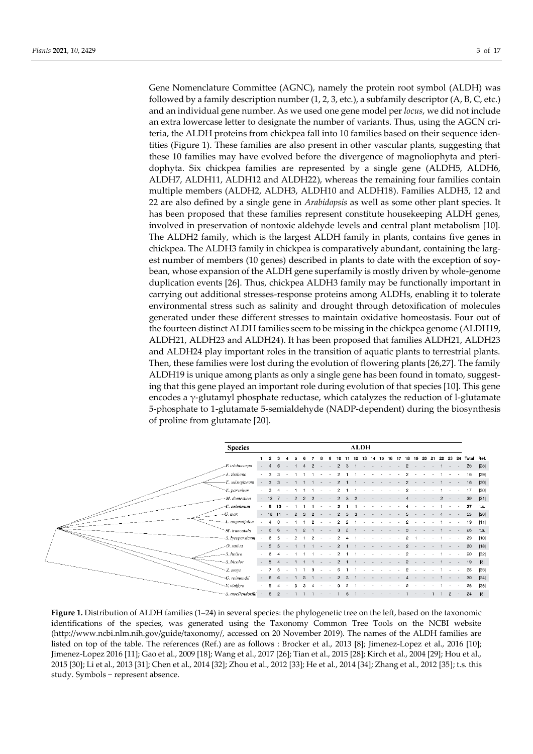Gene Nomenclature Committee (AGNC), namely the protein root symbol (ALDH) was followed by a family description number (1, 2, 3, etc.), a subfamily descriptor (A, B, C, etc.) and an individual gene number. As we used one gene model per *locus*, we did not include an extra lowercase letter to designate the number of variants. Thus, using the AGCN criteria, the ALDH proteins from chickpea fall into 10 families based on their sequence identities (Figure 1). These families are also present in other vascular plants, suggesting that these 10 families may have evolved before the divergence of magnoliophyta and pteridophyta. Six chickpea families are represented by a single gene (ALDH5, ALDH6, ALDH7, ALDH11, ALDH12 and ALDH22), whereas the remaining four families contain multiple members (ALDH2, ALDH3, ALDH10 and ALDH18). Families ALDH5, 12 and 22 are also defined by a single gene in *Arabidopsis* as well as some other plant species. It has been proposed that these families represent constitute housekeeping ALDH genes, involved in preservation of nontoxic aldehyde levels and central plant metabolism [10]. The ALDH2 family, which is the largest ALDH family in plants, contains five genes in chickpea. The ALDH3 family in chickpea is comparatively abundant, containing the largest number of members (10 genes) described in plants to date with the exception of soybean, whose expansion of the ALDH gene superfamily is mostly driven by whole-genome duplication events [26]. Thus, chickpea ALDH3 family may be functionally important in carrying out additional stresses-response proteins among ALDHs, enabling it to tolerate environmental stress such as salinity and drought through detoxification of molecules generated under these different stresses to maintain oxidative homeostasis. Four out of the fourteen distinct ALDH families seem to be missing in the chickpea genome (ALDH19, ALDH21, ALDH23 and ALDH24). It has been proposed that families ALDH21, ALDH23 and ALDH24 play important roles in the transition of aquatic plants to terrestrial plants. Then, these families were lost during the evolution of flowering plants [26,27]. The family ALDH19 is unique among plants as only a single gene has been found in tomato, suggesting that this gene played an important role during evolution of that species [10]. This gene encodes a $\gamma$-glutamyl phosphate reductase, which catalyzes the reduction of l-glutamate 5-phosphate to 1-glutamate 5-semialdehyde (NADP-dependent) during the biosynthesis of proline from glutamate [20].

| Species | ALDH | | | | | | | | | | | | | | | | | | | | | | | | | |
|---|---|---|---|---|---|---|---|---|---|---|---|---|---|---|---|---|---|---|---|---|---|---|---|---|---|---|
| | 1 | 2 | 3 | 4 | 5 | 6 | 7 | 8 | 9 | 10 | 11 | 12 | 13 | 14 | 15 | 16 | 17 | 18 | 19 | 20 | 21 | 22 | 23 | 24 | Total | Ref. |
| *P. trichocarpa* | - | 4 | 6 | - | 1 | 4 | 2 | - | - | 2 | 3 | 1 | - | - | - | - | - | 2 | - | - | - | 1 | - | - | 26 | [28] |
| *A. thaliana* | - | 3 | 3 | - | 1 | 1 | 1 | - | - | 2 | 1 | 1 | - | - | - | - | - | 2 | - | - | - | 1 | - | - | 16 | [29] |
| *E. salsugineum* | - | 3 | 3 | - | 1 | 1 | 1 | - | - | 2 | 1 | 1 | - | - | - | - | - | 2 | - | - | - | 1 | - | - | 16 | [30] |
| *E. parvulum* | - | 3 | 4 | - | 1 | 1 | 1 | - | - | 2 | 1 | 1 | - | - | - | - | - | 2 | - | - | - | 1 | - | - | 17 | [30] |
| *M. domestica* | - | 13 | 7 | - | 2 | 2 | 2 | - | - | 2 | 3 | 2 | - | - | - | - | - | 4 | - | - | - | 2 | - | - | 39 | [31] |
| ***C. arietinum*** | **-** | **5** | **10** | **-** | **1** | **1** | **1** | **-** | **-** | **2** | **1** | **1** | **-** | **-** | **-** | **-** | **-** | **4** | **-** | **-** | **-** | **1** | **-** | **-** | **27** | **t.s.** |
| *G. max* | - | 16 | 11 | - | 2 | 3 | 2 | - | - | 2 | 3 | 3 | - | - | - | - | - | 5 | - | - | - | 4 | - | - | 53 | [26] |
| *L. angustifolius* | - | 4 | 3 | - | 1 | 1 | 2 | - | - | 2 | 2 | 1 | - | - | - | - | - | 2 | - | - | - | 1 | - | - | 19 | [11] |
| *M. truncatula* | - | 6 | 6 | - | 1 | 2 | 1 | - | - | 3 | 2 | 1 | - | - | - | - | - | 3 | - | - | - | 1 | - | - | 26 | t.s. |
| *S. lycopersicum* | - | 8 | 5 | - | 2 | 1 | 2 | - | - | 2 | 4 | 1 | - | - | - | - | - | 2 | 1 | - | - | 1 | - | - | 29 | [10] |
| *O. sativa* | - | 5 | 5 | - | 1 | 1 | 1 | - | - | 2 | 1 | 1 | - | - | - | - | - | 2 | - | - | - | 1 | - | - | 20 | [18] |
| *S. italica* | - | 6 | 4 | - | 1 | 1 | 1 | - | - | 2 | 1 | 1 | - | - | - | - | - | 2 | - | - | - | 1 | - | - | 20 | [32] |
| *S. bicolor* | - | 5 | 4 | - | 1 | 1 | 1 | - | - | 2 | 1 | 1 | - | - | - | - | - | 2 | - | - | - | 1 | - | - | 19 | [8] |
| *Z. mays* | - | 7 | 5 | - | 1 | 1 | 3 | - | - | 6 | 1 | 1 | - | - | - | - | - | 2 | - | - | - | 1 | - | - | 28 | [33] |
| *G. raimondii* | - | 8 | 6 | - | 1 | 3 | 1 | - | - | 2 | 3 | 1 | - | - | - | - | - | 4 | - | - | - | 1 | - | - | 30 | [34] |
| *V. vinifera* | - | 5 | 4 | - | 3 | 3 | 4 | - | - | 0 | 2 | 1 | - | - | - | - | - | 2 | - | - | - | 1 | - | - | 25 | [35] |
| *S. moellendorffii* | - | 6 | 2 | - | 1 | 1 | 1 | - | - | 1 | 6 | 1 | - | - | - | - | - | 1 | - | - | 1 | 1 | 2 | - | 24 | [8] |

**Figure 1.** Distribution of ALDH families (1–24) in several species: the phylogenetic tree on the left, based on the taxonomic identifications of the species, was generated using the Taxonomy Common Tree Tools on the NCBI website (http://www.ncbi.nlm.nih.gov/guide/taxonomy/, accessed on 20 November 2019). The names of the ALDH families are listed on top of the table. The references (Ref.) are as follows : Brocker et al., 2013 [8]; Jimenez-Lopez et al., 2016 [10]; Jimenez-Lopez 2016 [11]; Gao et al., 2009 [18]; Wang et al., 2017 [26]; Tian et al., 2015 [28]; Kirch et al., 2004 [29]; Hou et al., 2015 [30]; Li et al., 2013 [31]; Chen et al., 2014 [32]; Zhou et al., 2012 [33]; He et al., 2014 [34]; Zhang et al., 2012 [35]; t.s. this study. Symbols − represent absence.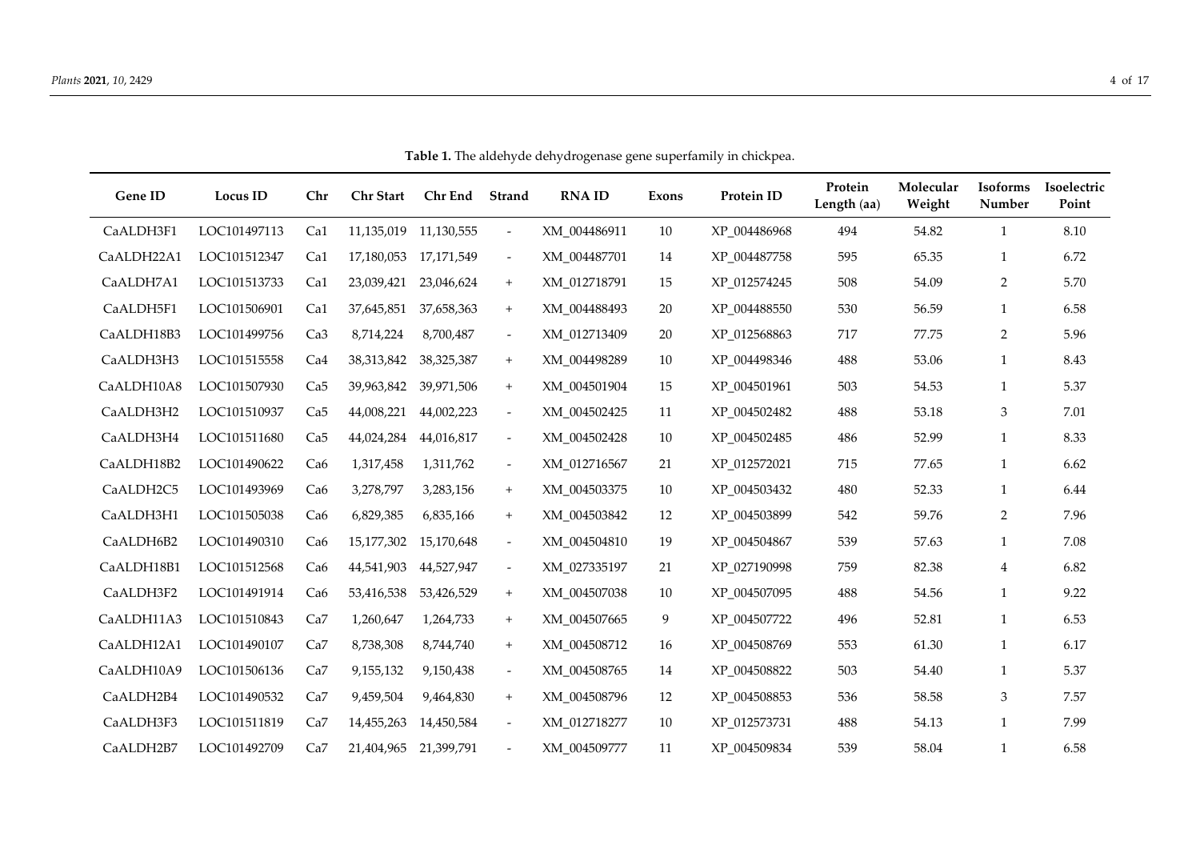**Table 1.** The aldehyde dehydrogenase gene superfamily in chickpea.

| Gene ID | Locus ID | Chr | Chr Start | Chr End | Strand | RNA ID | Exons | Protein ID | Protein Length (aa) | Molecular Weight | Isoforms Number | Isoelectric Point |
|---|---|---|---|---|---|---|---|---|---|---|---|---|
| CaALDH3F1 | LOC101497113 | Ca1 | 11,135,019 | 11,130,555 | - | XM_004486911 | 10 | XP_004486968 | 494 | 54.82 | 1 | 8.10 |
| CaALDH22A1 | LOC101512347 | Ca1 | 17,180,053 | 17,171,549 | - | XM_004487701 | 14 | XP_004487758 | 595 | 65.35 | 1 | 6.72 |
| CaALDH7A1 | LOC101513733 | Ca1 | 23,039,421 | 23,046,624 | + | XM_012718791 | 15 | XP_012574245 | 508 | 54.09 | 2 | 5.70 |
| CaALDH5F1 | LOC101506901 | Ca1 | 37,645,851 | 37,658,363 | + | XM_004488493 | 20 | XP_004488550 | 530 | 56.59 | 1 | 6.58 |
| CaALDH18B3 | LOC101499756 | Ca3 | 8,714,224 | 8,700,487 | - | XM_012713409 | 20 | XP_012568863 | 717 | 77.75 | 2 | 5.96 |
| CaALDH3H3 | LOC101515558 | Ca4 | 38,313,842 | 38,325,387 | + | XM_004498289 | 10 | XP_004498346 | 488 | 53.06 | 1 | 8.43 |
| CaALDH10A8 | LOC101507930 | Ca5 | 39,963,842 | 39,971,506 | + | XM_004501904 | 15 | XP_004501961 | 503 | 54.53 | 1 | 5.37 |
| CaALDH3H2 | LOC101510937 | Ca5 | 44,008,221 | 44,002,223 | - | XM_004502425 | 11 | XP_004502482 | 488 | 53.18 | 3 | 7.01 |
| CaALDH3H4 | LOC101511680 | Ca5 | 44,024,284 | 44,016,817 | - | XM_004502428 | 10 | XP_004502485 | 486 | 52.99 | 1 | 8.33 |
| CaALDH18B2 | LOC101490622 | Ca6 | 1,317,458 | 1,311,762 | - | XM_012716567 | 21 | XP_012572021 | 715 | 77.65 | 1 | 6.62 |
| CaALDH2C5 | LOC101493969 | Ca6 | 3,278,797 | 3,283,156 | + | XM_004503375 | 10 | XP_004503432 | 480 | 52.33 | 1 | 6.44 |
| CaALDH3H1 | LOC101505038 | Ca6 | 6,829,385 | 6,835,166 | + | XM_004503842 | 12 | XP_004503899 | 542 | 59.76 | 2 | 7.96 |
| CaALDH6B2 | LOC101490310 | Ca6 | 15,177,302 | 15,170,648 | - | XM_004504810 | 19 | XP_004504867 | 539 | 57.63 | 1 | 7.08 |
| CaALDH18B1 | LOC101512568 | Ca6 | 44,541,903 | 44,527,947 | - | XM_027335197 | 21 | XP_027190998 | 759 | 82.38 | 4 | 6.82 |
| CaALDH3F2 | LOC101491914 | Ca6 | 53,416,538 | 53,426,529 | + | XM_004507038 | 10 | XP_004507095 | 488 | 54.56 | 1 | 9.22 |
| CaALDH11A3 | LOC101510843 | Ca7 | 1,260,647 | 1,264,733 | + | XM_004507665 | 9 | XP_004507722 | 496 | 52.81 | 1 | 6.53 |
| CaALDH12A1 | LOC101490107 | Ca7 | 8,738,308 | 8,744,740 | + | XM_004508712 | 16 | XP_004508769 | 553 | 61.30 | 1 | 6.17 |
| CaALDH10A9 | LOC101506136 | Ca7 | 9,155,132 | 9,150,438 | - | XM_004508765 | 14 | XP_004508822 | 503 | 54.40 | 1 | 5.37 |
| CaALDH2B4 | LOC101490532 | Ca7 | 9,459,504 | 9,464,830 | + | XM_004508796 | 12 | XP_004508853 | 536 | 58.58 | 3 | 7.57 |
| CaALDH3F3 | LOC101511819 | Ca7 | 14,455,263 | 14,450,584 | - | XM_012718277 | 10 | XP_012573731 | 488 | 54.13 | 1 | 7.99 |
| CaALDH2B7 | LOC101492709 | Ca7 | 21,404,965 | 21,399,791 | - | XM_004509777 | 11 | XP_004509834 | 539 | 58.04 | 1 | 6.58 |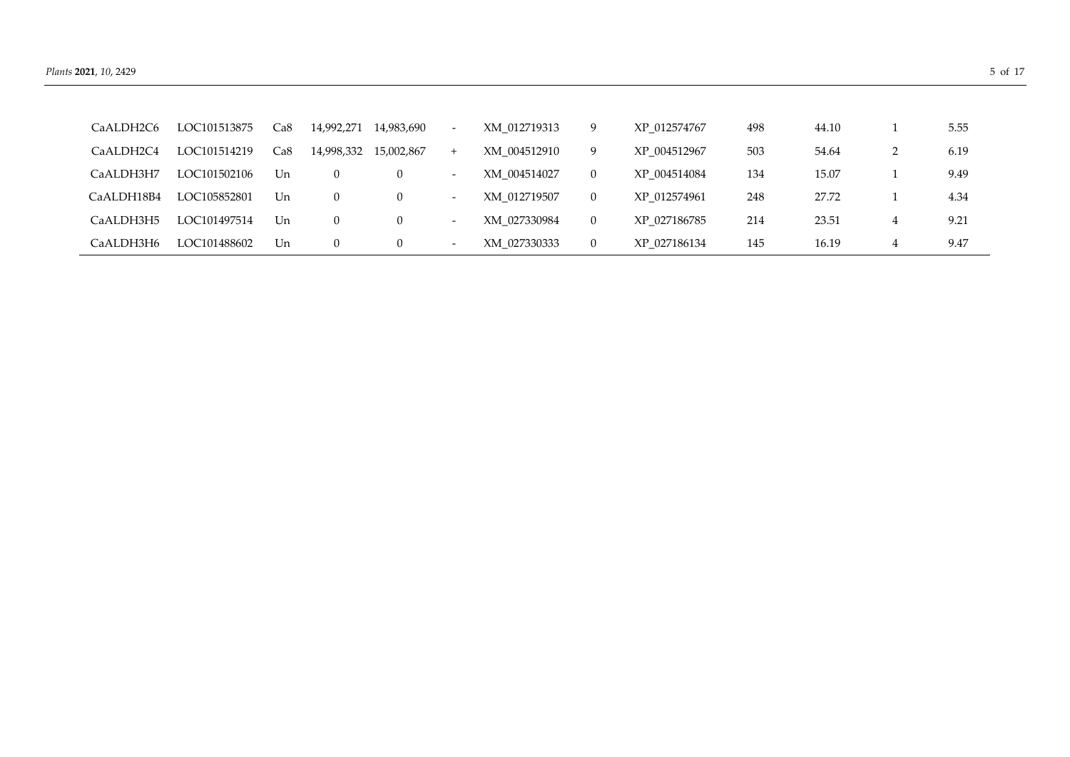| | | | | | | | | | | | |
|---|---|---|---|---|---|---|---|---|---|---|---|
| CaALDH2C6 | LOC101513875 | Ca8 | 14,992,271 | 14,983,690 | - | XM_012719313 | 9 | XP_012574767 | 498 | 44.10 | 1 | 5.55 |
| CaALDH2C4 | LOC101514219 | Ca8 | 14,998,332 | 15,002,867 | + | XM_004512910 | 9 | XP_004512967 | 503 | 54.64 | 2 | 6.19 |
| CaALDH3H7 | LOC101502106 | Un | 0 | 0 | - | XM_004514027 | 0 | XP_004514084 | 134 | 15.07 | 1 | 9.49 |
| CaALDH18B4 | LOC105852801 | Un | 0 | 0 | - | XM_012719507 | 0 | XP_012574961 | 248 | 27.72 | 1 | 4.34 |
| CaALDH3H5 | LOC101497514 | Un | 0 | 0 | - | XM_027330984 | 0 | XP_027186785 | 214 | 23.51 | 4 | 9.21 |
| CaALDH3H6 | LOC101488602 | Un | 0 | 0 | - | XM_027330333 | 0 | XP_027186134 | 145 | 16.19 | 4 | 9.47 |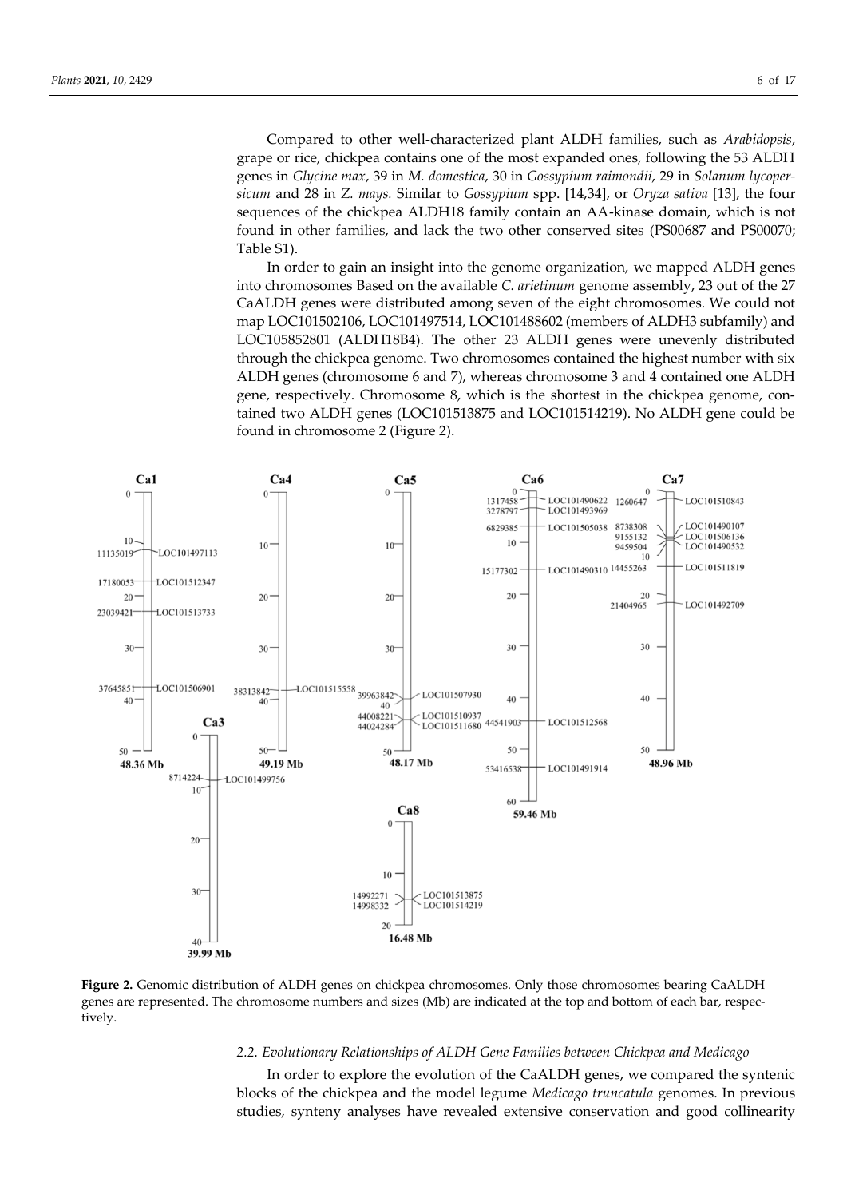Compared to other well-characterized plant ALDH families, such as *Arabidopsis*, grape or rice, chickpea contains one of the most expanded ones, following the 53 ALDH genes in *Glycine max*, 39 in *M. domestica*, 30 in *Gossypium raimondii*, 29 in *Solanum lycopersicum* and 28 in *Z. mays.* Similar to *Gossypium* spp. [14,34], or *Oryza sativa* [13], the four sequences of the chickpea ALDH18 family contain an AA-kinase domain, which is not found in other families, and lack the two other conserved sites (PS00687 and PS00070; Table S1).

In order to gain an insight into the genome organization, we mapped ALDH genes into chromosomes Based on the available *C. arietinum* genome assembly, 23 out of the 27 CaALDH genes were distributed among seven of the eight chromosomes. We could not map LOC101502106, LOC101497514, LOC101488602 (members of ALDH3 subfamily) and LOC105852801 (ALDH18B4). The other 23 ALDH genes were unevenly distributed through the chickpea genome. Two chromosomes contained the highest number with six ALDH genes (chromosome 6 and 7), whereas chromosome 3 and 4 contained one ALDH gene, respectively. Chromosome 8, which is the shortest in the chickpea genome, contained two ALDH genes (LOC101513875 and LOC101514219). No ALDH gene could be found in chromosome 2 (Figure 2).

**Figure 2.** Genomic distribution of ALDH genes on chickpea chromosomes. Only those chromosomes bearing CaALDH genes are represented. The chromosome numbers and sizes (Mb) are indicated at the top and bottom of each bar, respectively.

### 2.2. Evolutionary Relationships of ALDH Gene Families between Chickpea and Medicago

In order to explore the evolution of the CaALDH genes, we compared the syntenic blocks of the chickpea and the model legume *Medicago truncatula* genomes. In previous studies, synteny analyses have revealed extensive conservation and good collinearity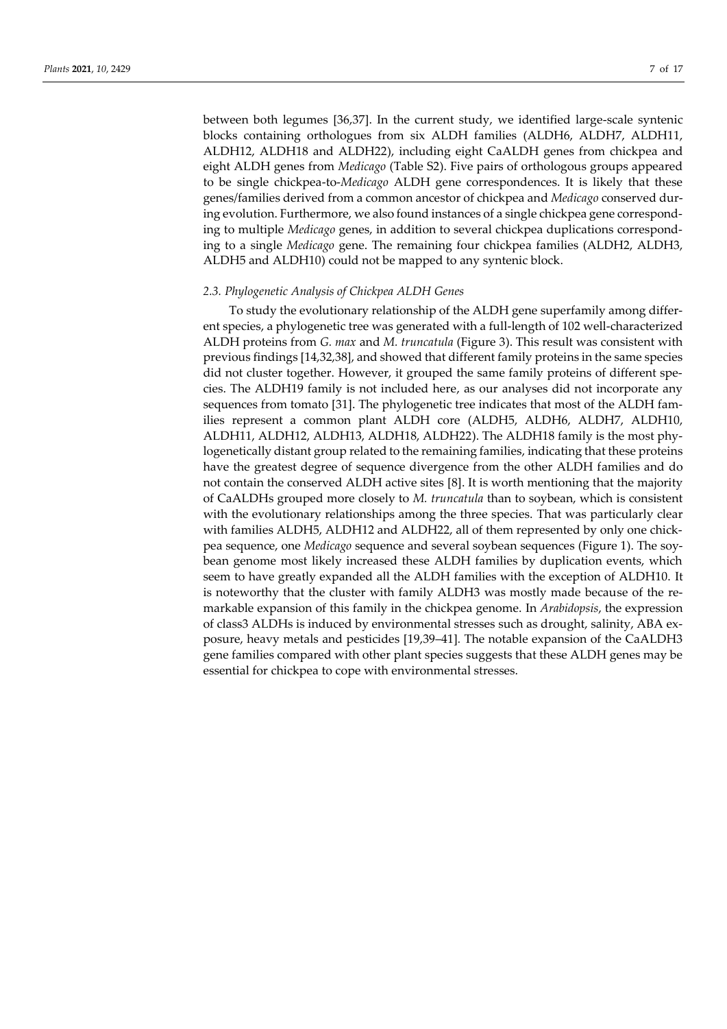between both legumes [36,37]. In the current study, we identified large-scale syntenic blocks containing orthologues from six ALDH families (ALDH6, ALDH7, ALDH11, ALDH12, ALDH18 and ALDH22), including eight CaALDH genes from chickpea and eight ALDH genes from *Medicago* (Table S2). Five pairs of orthologous groups appeared to be single chickpea-to-*Medicago* ALDH gene correspondences. It is likely that these genes/families derived from a common ancestor of chickpea and *Medicago* conserved during evolution. Furthermore, we also found instances of a single chickpea gene corresponding to multiple *Medicago* genes, in addition to several chickpea duplications corresponding to a single *Medicago* gene. The remaining four chickpea families (ALDH2, ALDH3, ALDH5 and ALDH10) could not be mapped to any syntenic block.

### *2.3. Phylogenetic Analysis of Chickpea ALDH Genes*

To study the evolutionary relationship of the ALDH gene superfamily among different species, a phylogenetic tree was generated with a full-length of 102 well-characterized ALDH proteins from *G. max* and *M. truncatula* (Figure 3). This result was consistent with previous findings [14,32,38], and showed that different family proteins in the same species did not cluster together. However, it grouped the same family proteins of different species. The ALDH19 family is not included here, as our analyses did not incorporate any sequences from tomato [31]. The phylogenetic tree indicates that most of the ALDH families represent a common plant ALDH core (ALDH5, ALDH6, ALDH7, ALDH10, ALDH11, ALDH12, ALDH13, ALDH18, ALDH22). The ALDH18 family is the most phylogenetically distant group related to the remaining families, indicating that these proteins have the greatest degree of sequence divergence from the other ALDH families and do not contain the conserved ALDH active sites [8]. It is worth mentioning that the majority of CaALDHs grouped more closely to *M. truncatula* than to soybean, which is consistent with the evolutionary relationships among the three species. That was particularly clear with families ALDH5, ALDH12 and ALDH22, all of them represented by only one chickpea sequence, one *Medicago* sequence and several soybean sequences (Figure 1). The soybean genome most likely increased these ALDH families by duplication events, which seem to have greatly expanded all the ALDH families with the exception of ALDH10. It is noteworthy that the cluster with family ALDH3 was mostly made because of the remarkable expansion of this family in the chickpea genome. In *Arabidopsis*, the expression of class3 ALDHs is induced by environmental stresses such as drought, salinity, ABA exposure, heavy metals and pesticides [19,39–41]. The notable expansion of the CaALDH3 gene families compared with other plant species suggests that these ALDH genes may be essential for chickpea to cope with environmental stresses.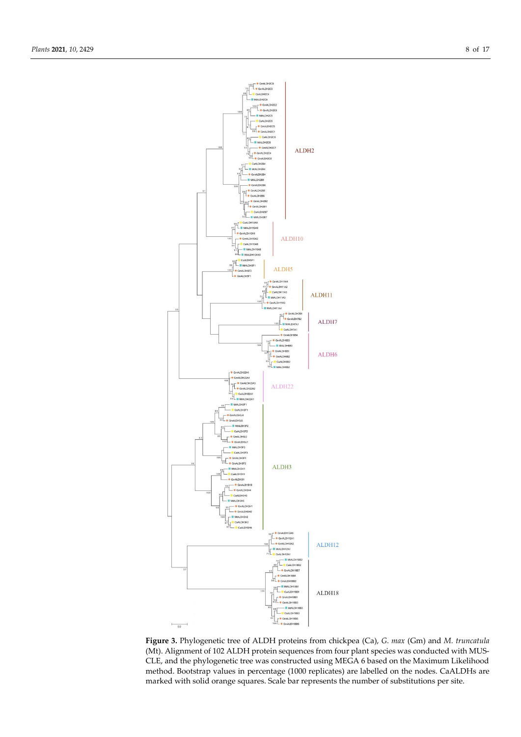**Figure 3.** Phylogenetic tree of ALDH proteins from chickpea (Ca), *G. max* (Gm) and *M. truncatula* (Mt). Alignment of 102 ALDH protein sequences from four plant species was conducted with MUSCLE, and the phylogenetic tree was constructed using MEGA 6 based on the Maximum Likelihood method. Bootstrap values in percentage (1000 replicates) are labelled on the nodes. CaALDHs are marked with solid orange squares. Scale bar represents the number of substitutions per site.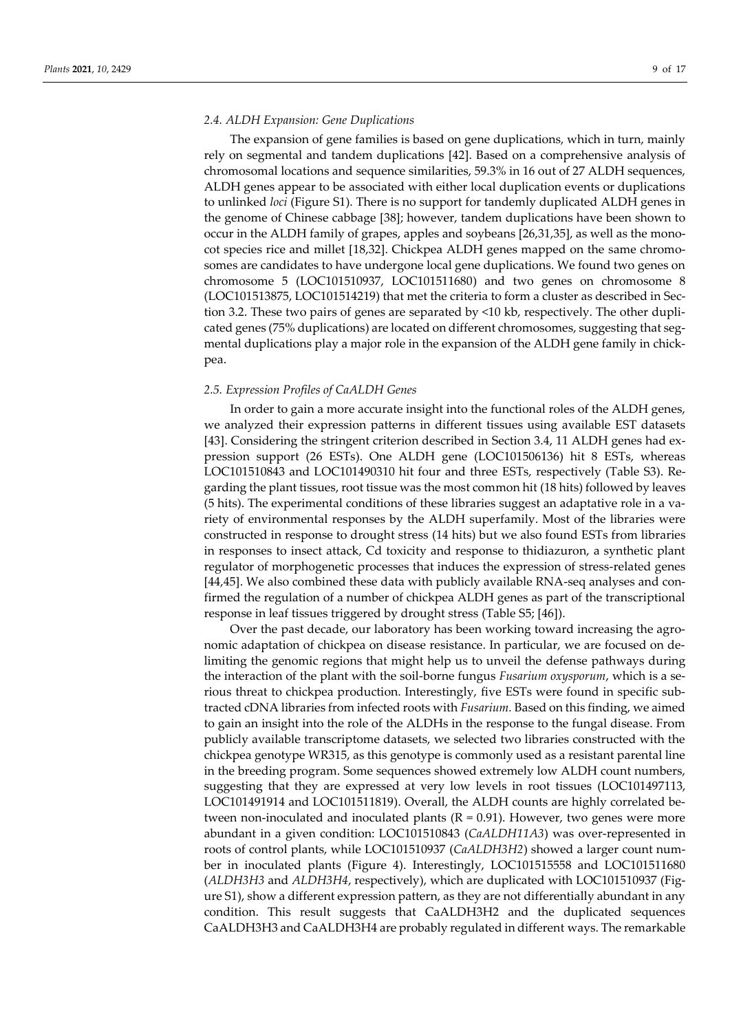### 2.4. ALDH Expansion: Gene Duplications

The expansion of gene families is based on gene duplications, which in turn, mainly rely on segmental and tandem duplications [42]. Based on a comprehensive analysis of chromosomal locations and sequence similarities, 59.3% in 16 out of 27 ALDH sequences, ALDH genes appear to be associated with either local duplication events or duplications to unlinked *loci* (Figure S1). There is no support for tandemly duplicated ALDH genes in the genome of Chinese cabbage [38]; however, tandem duplications have been shown to occur in the ALDH family of grapes, apples and soybeans [26,31,35], as well as the monocot species rice and millet [18,32]. Chickpea ALDH genes mapped on the same chromosomes are candidates to have undergone local gene duplications. We found two genes on chromosome 5 (LOC101510937, LOC101511680) and two genes on chromosome 8 (LOC101513875, LOC101514219) that met the criteria to form a cluster as described in Section 3.2. These two pairs of genes are separated by <10 kb, respectively. The other duplicated genes (75% duplications) are located on different chromosomes, suggesting that segmental duplications play a major role in the expansion of the ALDH gene family in chickpea.

### 2.5. Expression Profiles of CaALDH Genes

In order to gain a more accurate insight into the functional roles of the ALDH genes, we analyzed their expression patterns in different tissues using available EST datasets [43]. Considering the stringent criterion described in Section 3.4, 11 ALDH genes had expression support (26 ESTs). One ALDH gene (LOC101506136) hit 8 ESTs, whereas LOC101510843 and LOC101490310 hit four and three ESTs, respectively (Table S3). Regarding the plant tissues, root tissue was the most common hit (18 hits) followed by leaves (5 hits). The experimental conditions of these libraries suggest an adaptative role in a variety of environmental responses by the ALDH superfamily. Most of the libraries were constructed in response to drought stress (14 hits) but we also found ESTs from libraries in responses to insect attack, Cd toxicity and response to thidiazuron, a synthetic plant regulator of morphogenetic processes that induces the expression of stress-related genes [44,45]. We also combined these data with publicly available RNA-seq analyses and confirmed the regulation of a number of chickpea ALDH genes as part of the transcriptional response in leaf tissues triggered by drought stress (Table S5; [46]).

Over the past decade, our laboratory has been working toward increasing the agronomic adaptation of chickpea on disease resistance. In particular, we are focused on delimiting the genomic regions that might help us to unveil the defense pathways during the interaction of the plant with the soil-borne fungus *Fusarium oxysporum*, which is a serious threat to chickpea production. Interestingly, five ESTs were found in specific subtracted cDNA libraries from infected roots with *Fusarium*. Based on this finding, we aimed to gain an insight into the role of the ALDHs in the response to the fungal disease. From publicly available transcriptome datasets, we selected two libraries constructed with the chickpea genotype WR315, as this genotype is commonly used as a resistant parental line in the breeding program. Some sequences showed extremely low ALDH count numbers, suggesting that they are expressed at very low levels in root tissues (LOC101497113, LOC101491914 and LOC101511819). Overall, the ALDH counts are highly correlated between non-inoculated and inoculated plants ($R = 0.91$). However, two genes were more abundant in a given condition: LOC101510843 (*CaALDH11A3*) was over-represented in roots of control plants, while LOC101510937 (*CaALDH3H2*) showed a larger count number in inoculated plants (Figure 4). Interestingly, LOC101515558 and LOC101511680 (*ALDH3H3* and *ALDH3H4*, respectively), which are duplicated with LOC101510937 (Figure S1), show a different expression pattern, as they are not differentially abundant in any condition. This result suggests that CaALDH3H2 and the duplicated sequences CaALDH3H3 and CaALDH3H4 are probably regulated in different ways. The remarkable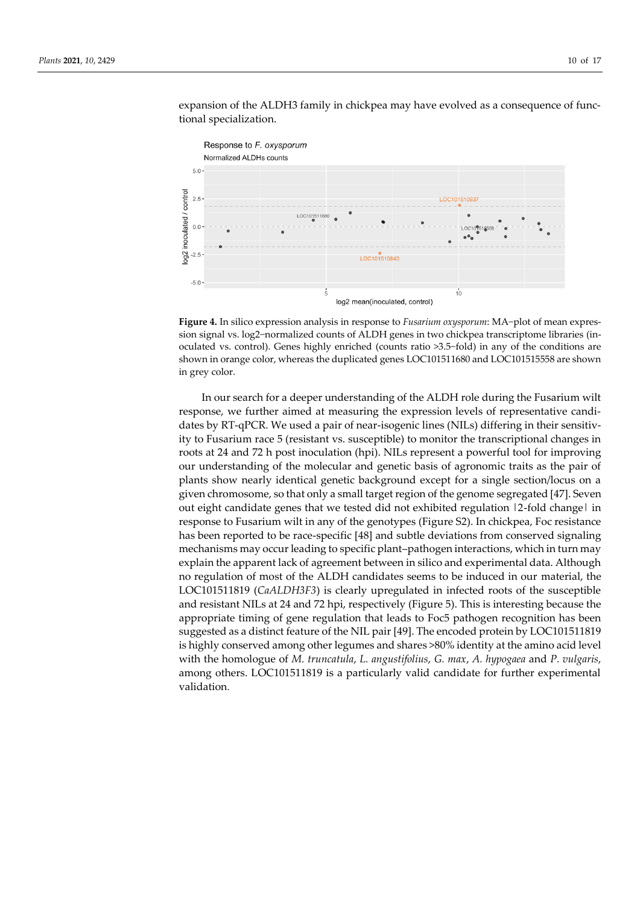expansion of the ALDH3 family in chickpea may have evolved as a consequence of functional specialization.

**Figure 4.** In silico expression analysis in response to *Fusarium oxysporum*: MA–plot of mean expression signal vs. log2–normalized counts of ALDH genes in two chickpea transcriptome libraries (inoculated vs. control). Genes highly enriched (counts ratio >3.5–fold) in any of the conditions are shown in orange color, whereas the duplicated genes LOC101511680 and LOC101515558 are shown in grey color.

In our search for a deeper understanding of the ALDH role during the Fusarium wilt response, we further aimed at measuring the expression levels of representative candidates by RT-qPCR. We used a pair of near-isogenic lines (NILs) differing in their sensitivity to Fusarium race 5 (resistant vs. susceptible) to monitor the transcriptional changes in roots at 24 and 72 h post inoculation (hpi). NILs represent a powerful tool for improving our understanding of the molecular and genetic basis of agronomic traits as the pair of plants show nearly identical genetic background except for a single section/locus on a given chromosome, so that only a small target region of the genome segregated [47]. Seven out eight candidate genes that we tested did not exhibited regulation |2-fold change| in response to Fusarium wilt in any of the genotypes (Figure S2). In chickpea, Foc resistance has been reported to be race-specific [48] and subtle deviations from conserved signaling mechanisms may occur leading to specific plant–pathogen interactions, which in turn may explain the apparent lack of agreement between in silico and experimental data. Although no regulation of most of the ALDH candidates seems to be induced in our material, the LOC101511819 (*CaALDH3F3*) is clearly upregulated in infected roots of the susceptible and resistant NILs at 24 and 72 hpi, respectively (Figure 5). This is interesting because the appropriate timing of gene regulation that leads to Foc5 pathogen recognition has been suggested as a distinct feature of the NIL pair [49]. The encoded protein by LOC101511819 is highly conserved among other legumes and shares >80% identity at the amino acid level with the homologue of *M. truncatula*, *L. angustifolius*, *G. max*, *A. hypogaea* and *P. vulgaris*, among others. LOC101511819 is a particularly valid candidate for further experimental validation.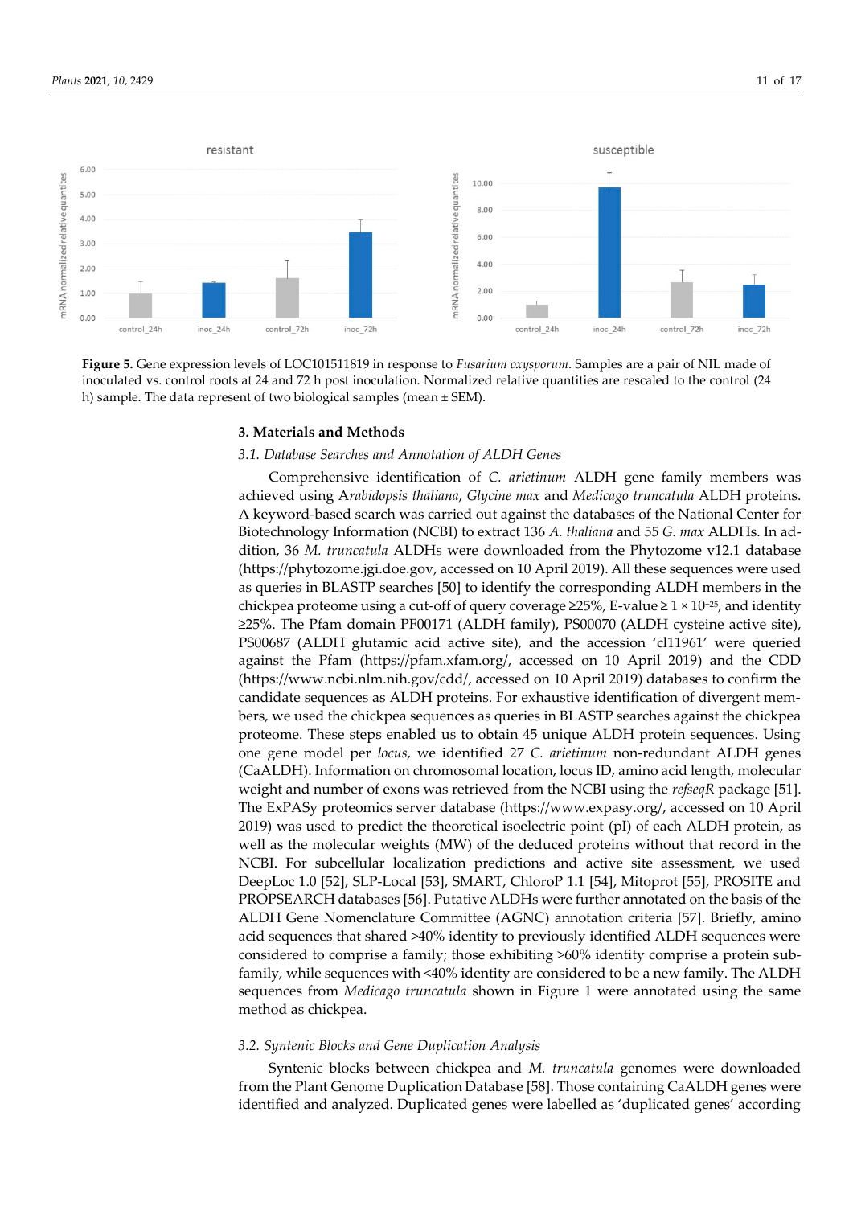**Figure 5.** Gene expression levels of LOC101511819 in response to *Fusarium oxysporum*. Samples are a pair of NIL made of inoculated vs. control roots at 24 and 72 h post inoculation. Normalized relative quantities are rescaled to the control (24 h) sample. The data represent of two biological samples (mean ± SEM).

## 3. Materials and Methods

### 3.1. Database Searches and Annotation of ALDH Genes

Comprehensive identification of *C. arietinum* ALDH gene family members was achieved using A*rabidopsis thaliana*, *Glycine max* and *Medicago truncatula* ALDH proteins. A keyword-based search was carried out against the databases of the National Center for Biotechnology Information (NCBI) to extract 136 *A. thaliana* and 55 *G. max* ALDHs. In addition, 36 *M. truncatula* ALDHs were downloaded from the Phytozome v12.1 database (https://phytozome.jgi.doe.gov, accessed on 10 April 2019). All these sequences were used as queries in BLASTP searches [50] to identify the corresponding ALDH members in the chickpea proteome using a cut-off of query coverage ≥25%, E-value ≥ $1 \times 10^{-25}$, and identity ≥25%. The Pfam domain PF00171 (ALDH family), PS00070 (ALDH cysteine active site), PS00687 (ALDH glutamic acid active site), and the accession 'cl11961' were queried against the Pfam (https://pfam.xfam.org/, accessed on 10 April 2019) and the CDD (https://www.ncbi.nlm.nih.gov/cdd/, accessed on 10 April 2019) databases to confirm the candidate sequences as ALDH proteins. For exhaustive identification of divergent members, we used the chickpea sequences as queries in BLASTP searches against the chickpea proteome. These steps enabled us to obtain 45 unique ALDH protein sequences. Using one gene model per *locus*, we identified 27 *C. arietinum* non-redundant ALDH genes (CaALDH). Information on chromosomal location, locus ID, amino acid length, molecular weight and number of exons was retrieved from the NCBI using the *refseqR* package [51]. The ExPASy proteomics server database (https://www.expasy.org/, accessed on 10 April 2019) was used to predict the theoretical isoelectric point (pI) of each ALDH protein, as well as the molecular weights (MW) of the deduced proteins without that record in the NCBI. For subcellular localization predictions and active site assessment, we used DeepLoc 1.0 [52], SLP-Local [53], SMART, ChloroP 1.1 [54], Mitoprot [55], PROSITE and PROPSEARCH databases [56]. Putative ALDHs were further annotated on the basis of the ALDH Gene Nomenclature Committee (AGNC) annotation criteria [57]. Briefly, amino acid sequences that shared >40% identity to previously identified ALDH sequences were considered to comprise a family; those exhibiting >60% identity comprise a protein subfamily, while sequences with <40% identity are considered to be a new family. The ALDH sequences from *Medicago truncatula* shown in Figure 1 were annotated using the same method as chickpea.

### 3.2. Syntenic Blocks and Gene Duplication Analysis

Syntenic blocks between chickpea and *M. truncatula* genomes were downloaded from the Plant Genome Duplication Database [58]. Those containing CaALDH genes were identified and analyzed. Duplicated genes were labelled as 'duplicated genes' according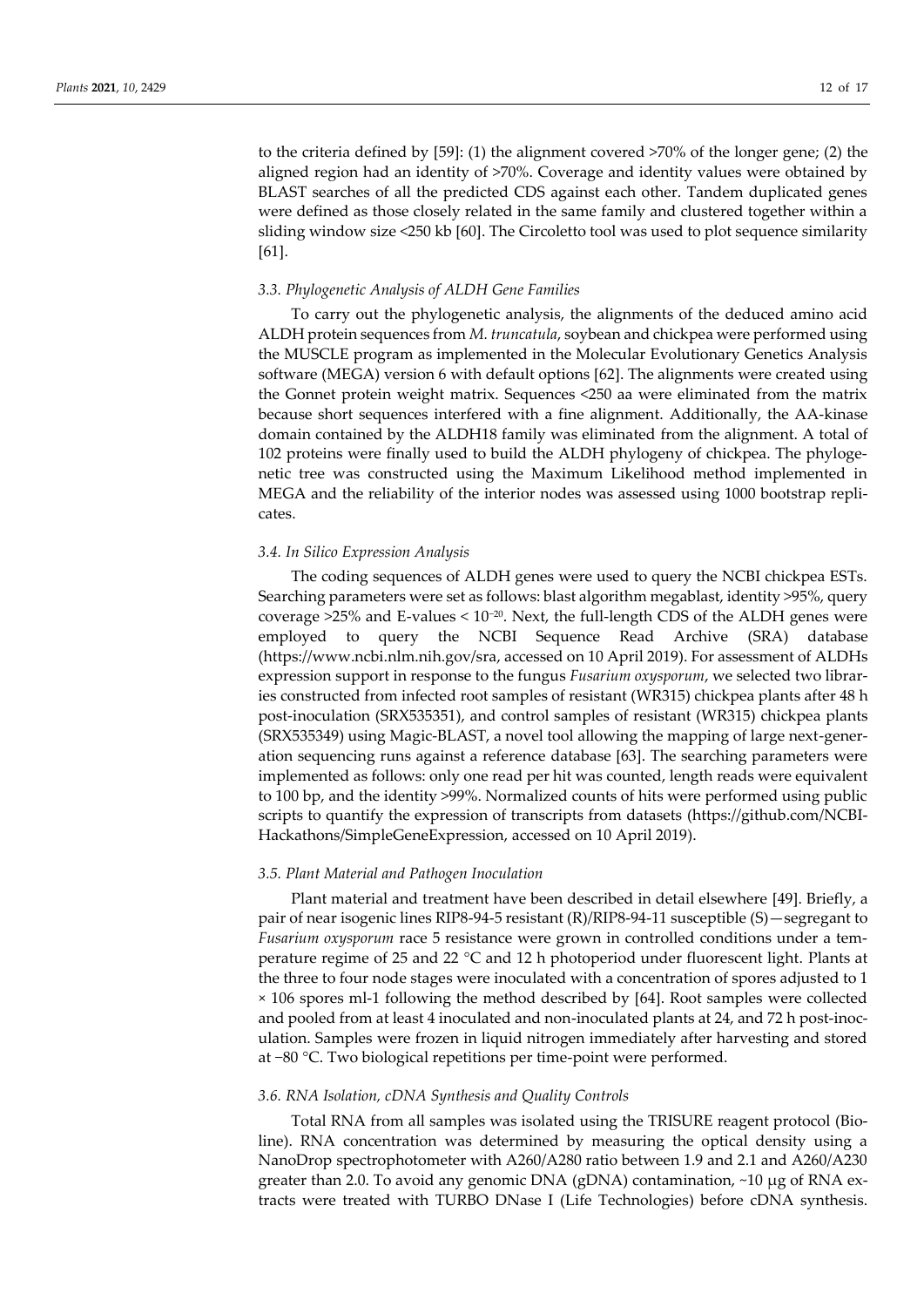to the criteria defined by [59]: (1) the alignment covered >70% of the longer gene; (2) the aligned region had an identity of >70%. Coverage and identity values were obtained by BLAST searches of all the predicted CDS against each other. Tandem duplicated genes were defined as those closely related in the same family and clustered together within a sliding window size <250 kb [60]. The Circoletto tool was used to plot sequence similarity [61].

### 3.3. Phylogenetic Analysis of ALDH Gene Families

To carry out the phylogenetic analysis, the alignments of the deduced amino acid ALDH protein sequences from *M. truncatula*, soybean and chickpea were performed using the MUSCLE program as implemented in the Molecular Evolutionary Genetics Analysis software (MEGA) version 6 with default options [62]. The alignments were created using the Gonnet protein weight matrix. Sequences <250 aa were eliminated from the matrix because short sequences interfered with a fine alignment. Additionally, the AA-kinase domain contained by the ALDH18 family was eliminated from the alignment. A total of 102 proteins were finally used to build the ALDH phylogeny of chickpea. The phylogenetic tree was constructed using the Maximum Likelihood method implemented in MEGA and the reliability of the interior nodes was assessed using 1000 bootstrap replicates.

### 3.4. In Silico Expression Analysis

The coding sequences of ALDH genes were used to query the NCBI chickpea ESTs. Searching parameters were set as follows: blast algorithm megablast, identity >95%, query coverage >25% and E-values < $10^{-20}$. Next, the full-length CDS of the ALDH genes were employed to query the NCBI Sequence Read Archive (SRA) database (https://www.ncbi.nlm.nih.gov/sra, accessed on 10 April 2019). For assessment of ALDHs expression support in response to the fungus *Fusarium oxysporum*, we selected two libraries constructed from infected root samples of resistant (WR315) chickpea plants after 48 h post-inoculation (SRX535351), and control samples of resistant (WR315) chickpea plants (SRX535349) using Magic-BLAST, a novel tool allowing the mapping of large next-generation sequencing runs against a reference database [63]. The searching parameters were implemented as follows: only one read per hit was counted, length reads were equivalent to 100 bp, and the identity >99%. Normalized counts of hits were performed using public scripts to quantify the expression of transcripts from datasets (https://github.com/NCBI-Hackathons/SimpleGeneExpression, accessed on 10 April 2019).

### 3.5. Plant Material and Pathogen Inoculation

Plant material and treatment have been described in detail elsewhere [49]. Briefly, a pair of near isogenic lines RIP8-94-5 resistant (R)/RIP8-94-11 susceptible (S)—segregant to *Fusarium oxysporum* race 5 resistance were grown in controlled conditions under a temperature regime of 25 and 22 °C and 12 h photoperiod under fluorescent light. Plants at the three to four node stages were inoculated with a concentration of spores adjusted to 1 × 106 spores ml-1 following the method described by [64]. Root samples were collected and pooled from at least 4 inoculated and non-inoculated plants at 24, and 72 h post-inoculation. Samples were frozen in liquid nitrogen immediately after harvesting and stored at −80 °C. Two biological repetitions per time-point were performed.

### 3.6. RNA Isolation, cDNA Synthesis and Quality Controls

Total RNA from all samples was isolated using the TRISURE reagent protocol (Bioline). RNA concentration was determined by measuring the optical density using a NanoDrop spectrophotometer with A260/A280 ratio between 1.9 and 2.1 and A260/A230 greater than 2.0. To avoid any genomic DNA (gDNA) contamination, ~10 µg of RNA extracts were treated with TURBO DNase I (Life Technologies) before cDNA synthesis.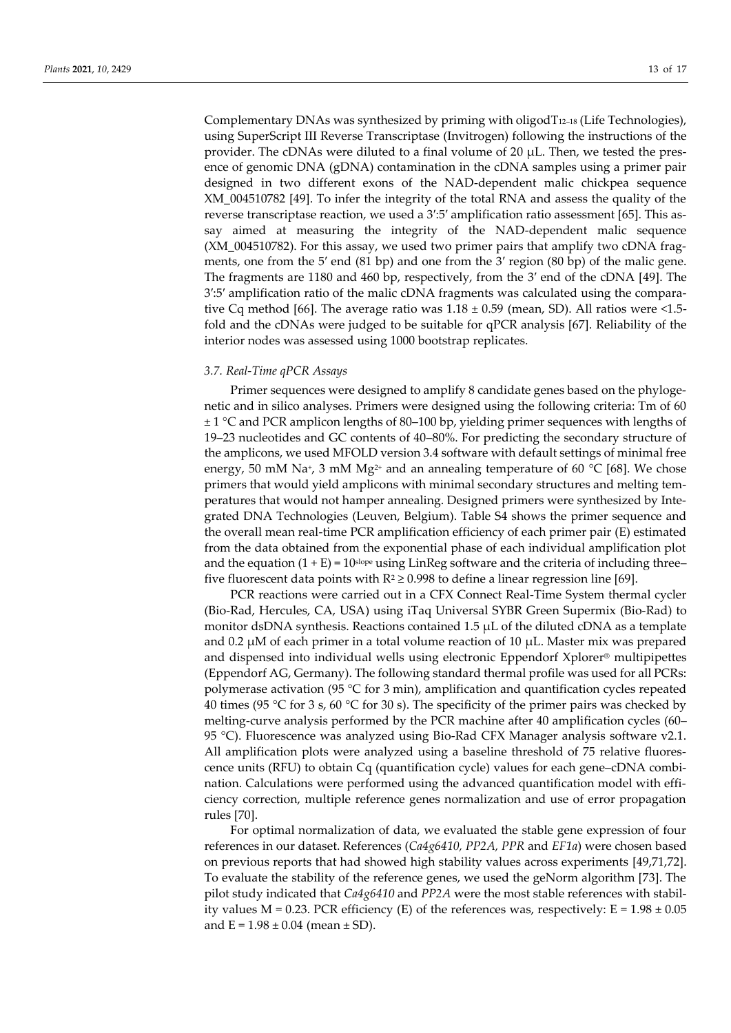Complementary DNAs was synthesized by priming with oligod$T_{12-18}$ (Life Technologies), using SuperScript III Reverse Transcriptase (Invitrogen) following the instructions of the provider. The cDNAs were diluted to a final volume of 20 μL. Then, we tested the presence of genomic DNA (gDNA) contamination in the cDNA samples using a primer pair designed in two different exons of the NAD-dependent malic chickpea sequence XM_004510782 [49]. To infer the integrity of the total RNA and assess the quality of the reverse transcriptase reaction, we used a 3′:5′ amplification ratio assessment [65]. This assay aimed at measuring the integrity of the NAD-dependent malic sequence (XM_004510782). For this assay, we used two primer pairs that amplify two cDNA fragments, one from the 5′ end (81 bp) and one from the 3′ region (80 bp) of the malic gene. The fragments are 1180 and 460 bp, respectively, from the 3′ end of the cDNA [49]. The 3′:5′ amplification ratio of the malic cDNA fragments was calculated using the comparative Cq method [66]. The average ratio was 1.18 ± 0.59 (mean, SD). All ratios were <1.5-fold and the cDNAs were judged to be suitable for qPCR analysis [67]. Reliability of the interior nodes was assessed using 1000 bootstrap replicates.

### *3.7. Real-Time qPCR Assays*

Primer sequences were designed to amplify 8 candidate genes based on the phylogenetic and in silico analyses. Primers were designed using the following criteria: Tm of 60 ± 1 °C and PCR amplicon lengths of 80–100 bp, yielding primer sequences with lengths of 19–23 nucleotides and GC contents of 40–80%. For predicting the secondary structure of the amplicons, we used MFOLD version 3.4 software with default settings of minimal free energy, 50 mM $Na^{+}$, 3 mM $Mg^{2+}$ and an annealing temperature of 60 °C [68]. We chose primers that would yield amplicons with minimal secondary structures and melting temperatures that would not hamper annealing. Designed primers were synthesized by Integrated DNA Technologies (Leuven, Belgium). Table S4 shows the primer sequence and the overall mean real-time PCR amplification efficiency of each primer pair (E) estimated from the data obtained from the exponential phase of each individual amplification plot and the equation $(1 + E) = 10^{slope}$ using LinReg software and the criteria of including three–five fluorescent data points with $R^2 \geq 0.998$ to define a linear regression line [69].

PCR reactions were carried out in a CFX Connect Real-Time System thermal cycler (Bio-Rad, Hercules, CA, USA) using iTaq Universal SYBR Green Supermix (Bio-Rad) to monitor dsDNA synthesis. Reactions contained 1.5 μL of the diluted cDNA as a template and 0.2 μM of each primer in a total volume reaction of 10 μL. Master mix was prepared and dispensed into individual wells using electronic Eppendorf Xplorer® multipipettes (Eppendorf AG, Germany). The following standard thermal profile was used for all PCRs: polymerase activation (95 °C for 3 min), amplification and quantification cycles repeated 40 times (95 °C for 3 s, 60 °C for 30 s). The specificity of the primer pairs was checked by melting-curve analysis performed by the PCR machine after 40 amplification cycles (60–95 °C). Fluorescence was analyzed using Bio-Rad CFX Manager analysis software v2.1. All amplification plots were analyzed using a baseline threshold of 75 relative fluorescence units (RFU) to obtain Cq (quantification cycle) values for each gene–cDNA combination. Calculations were performed using the advanced quantification model with efficiency correction, multiple reference genes normalization and use of error propagation rules [70].

For optimal normalization of data, we evaluated the stable gene expression of four references in our dataset. References (*Ca4g6410, PP2A, PPR* and *EF1a*) were chosen based on previous reports that had showed high stability values across experiments [49,71,72]. To evaluate the stability of the reference genes, we used the geNorm algorithm [73]. The pilot study indicated that *Ca4g6410* and *PP2A* were the most stable references with stability values M = 0.23. PCR efficiency (E) of the references was, respectively: E = 1.98 ± 0.05 and E = 1.98 ± 0.04 (mean ± SD).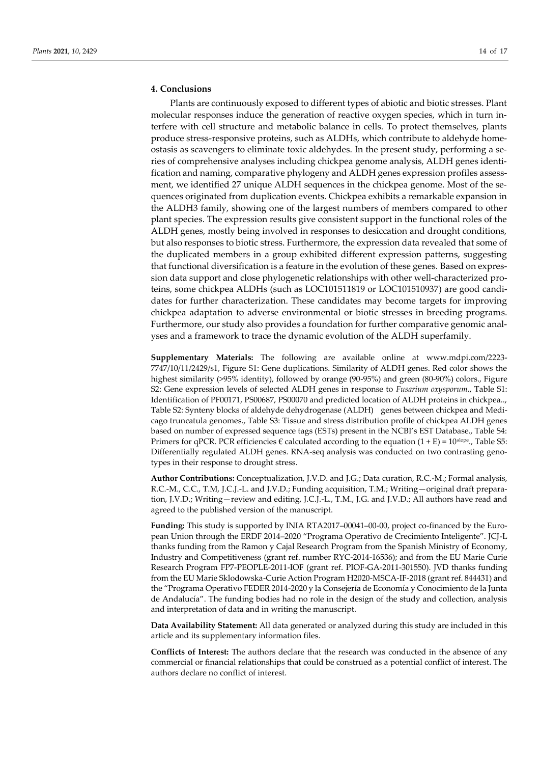## 4. Conclusions

Plants are continuously exposed to different types of abiotic and biotic stresses. Plant molecular responses induce the generation of reactive oxygen species, which in turn interfere with cell structure and metabolic balance in cells. To protect themselves, plants produce stress-responsive proteins, such as ALDHs, which contribute to aldehyde homeostasis as scavengers to eliminate toxic aldehydes. In the present study, performing a series of comprehensive analyses including chickpea genome analysis, ALDH genes identification and naming, comparative phylogeny and ALDH genes expression profiles assessment, we identified 27 unique ALDH sequences in the chickpea genome. Most of the sequences originated from duplication events. Chickpea exhibits a remarkable expansion in the ALDH3 family, showing one of the largest numbers of members compared to other plant species. The expression results give consistent support in the functional roles of the ALDH genes, mostly being involved in responses to desiccation and drought conditions, but also responses to biotic stress. Furthermore, the expression data revealed that some of the duplicated members in a group exhibited different expression patterns, suggesting that functional diversification is a feature in the evolution of these genes. Based on expression data support and close phylogenetic relationships with other well-characterized proteins, some chickpea ALDHs (such as LOC101511819 or LOC101510937) are good candidates for further characterization. These candidates may become targets for improving chickpea adaptation to adverse environmental or biotic stresses in breeding programs. Furthermore, our study also provides a foundation for further comparative genomic analyses and a framework to trace the dynamic evolution of the ALDH superfamily.

**Supplementary Materials:** The following are available online at www.mdpi.com/2223-7747/10/11/2429/s1, Figure S1: Gene duplications. Similarity of ALDH genes. Red color shows the highest similarity (>95% identity), followed by orange (90-95%) and green (80-90%) colors., Figure S2: Gene expression levels of selected ALDH genes in response to *Fusarium oxysporum*., Table S1: Identification of PF00171, PS00687, PS00070 and predicted location of ALDH proteins in chickpea.., Table S2: Synteny blocks of aldehyde dehydrogenase (ALDH) genes between chickpea and Medicago truncatula genomes., Table S3: Tissue and stress distribution profile of chickpea ALDH genes based on number of expressed sequence tags (ESTs) present in the NCBI's EST Database., Table S4: Primers for qPCR. PCR efficiencies € calculated according to the equation $(1 + E) = 10^{slope}$., Table S5: Differentially regulated ALDH genes. RNA-seq analysis was conducted on two contrasting genotypes in their response to drought stress.

**Author Contributions:** Conceptualization, J.V.D. and J.G.; Data curation, R.C.-M.; Formal analysis, R.C.-M., C.C., T.M, J.C.J.-L. and J.V.D.; Funding acquisition, T.M.; Writing—original draft preparation, J.V.D.; Writing—review and editing, J.C.J.-L., T.M., J.G. and J.V.D.; All authors have read and agreed to the published version of the manuscript.

**Funding:** This study is supported by INIA RTA2017–00041–00-00, project co-financed by the European Union through the ERDF 2014–2020 "Programa Operativo de Crecimiento Inteligente". JCJ-L thanks funding from the Ramon y Cajal Research Program from the Spanish Ministry of Economy, Industry and Competitiveness (grant ref. number RYC-2014-16536); and from the EU Marie Curie Research Program FP7-PEOPLE-2011-IOF (grant ref. PIOF-GA-2011-301550). JVD thanks funding from the EU Marie Sklodowska-Curie Action Program H2020-MSCA-IF-2018 (grant ref. 844431) and the "Programa Operativo FEDER 2014-2020 y la Consejería de Economía y Conocimiento de la Junta de Andalucía". The funding bodies had no role in the design of the study and collection, analysis and interpretation of data and in writing the manuscript.

**Data Availability Statement:** All data generated or analyzed during this study are included in this article and its supplementary information files.

**Conflicts of Interest:** The authors declare that the research was conducted in the absence of any commercial or financial relationships that could be construed as a potential conflict of interest. The authors declare no conflict of interest.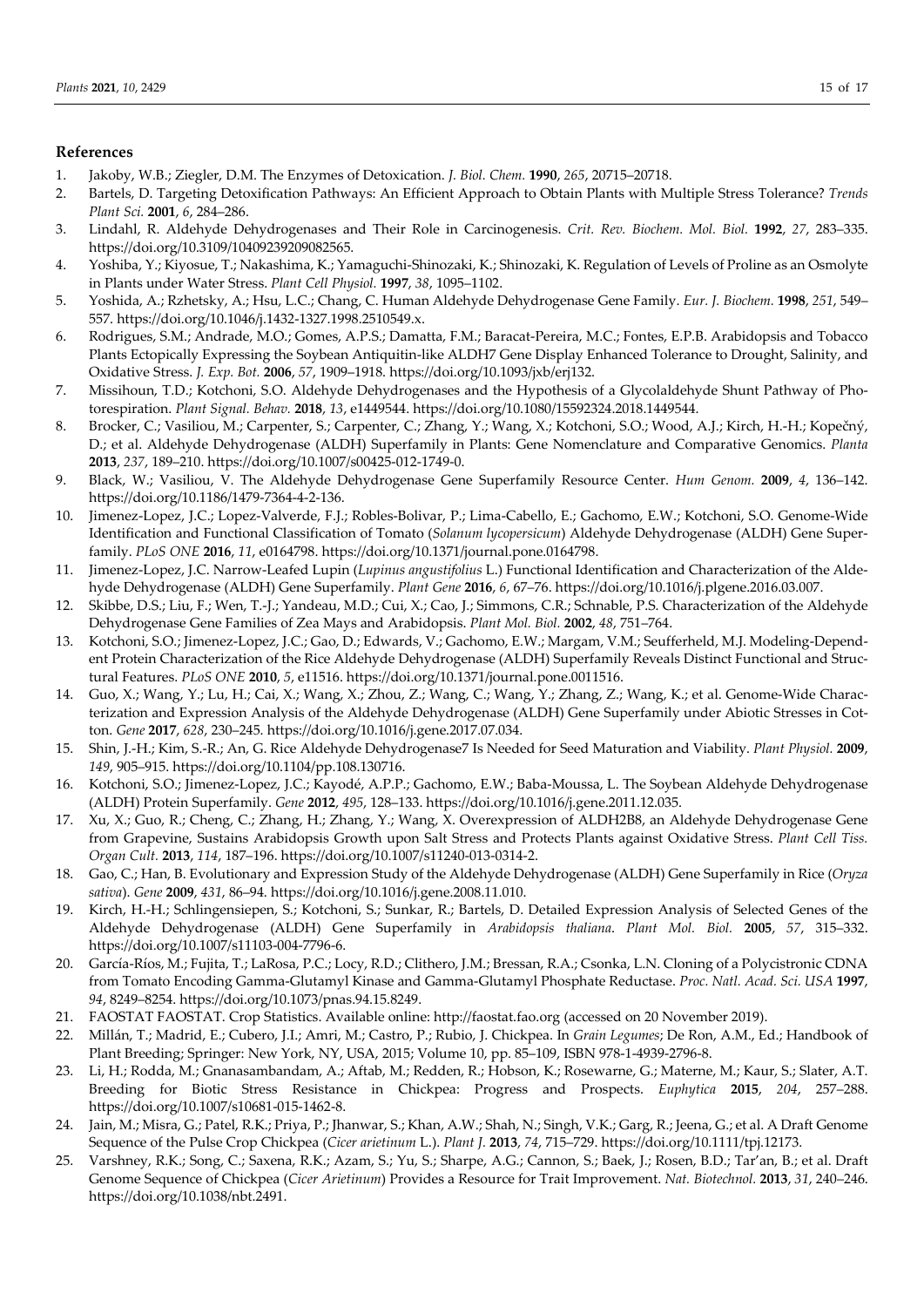## References

1. Jakoby, W.B.; Ziegler, D.M. The Enzymes of Detoxication. *J. Biol. Chem.* **1990**, *265*, 20715–20718.
2. Bartels, D. Targeting Detoxification Pathways: An Efficient Approach to Obtain Plants with Multiple Stress Tolerance? *Trends Plant Sci.* **2001**, *6*, 284–286.
3. Lindahl, R. Aldehyde Dehydrogenases and Their Role in Carcinogenesis. *Crit. Rev. Biochem. Mol. Biol.* **1992**, *27*, 283–335. https://doi.org/10.3109/10409239209082565.
4. Yoshiba, Y.; Kiyosue, T.; Nakashima, K.; Yamaguchi-Shinozaki, K.; Shinozaki, K. Regulation of Levels of Proline as an Osmolyte in Plants under Water Stress. *Plant Cell Physiol.* **1997**, *38*, 1095–1102.
5. Yoshida, A.; Rzhetsky, A.; Hsu, L.C.; Chang, C. Human Aldehyde Dehydrogenase Gene Family. *Eur. J. Biochem.* **1998**, *251*, 549–557. https://doi.org/10.1046/j.1432-1327.1998.2510549.x.
6. Rodrigues, S.M.; Andrade, M.O.; Gomes, A.P.S.; Damatta, F.M.; Baracat-Pereira, M.C.; Fontes, E.P.B. Arabidopsis and Tobacco Plants Ectopically Expressing the Soybean Antiquitin-like ALDH7 Gene Display Enhanced Tolerance to Drought, Salinity, and Oxidative Stress. *J. Exp. Bot.* **2006**, *57*, 1909–1918. https://doi.org/10.1093/jxb/erj132.
7. Missihoun, T.D.; Kotchoni, S.O. Aldehyde Dehydrogenases and the Hypothesis of a Glycolaldehyde Shunt Pathway of Photorespiration. *Plant Signal. Behav.* **2018**, *13*, e1449544. https://doi.org/10.1080/15592324.2018.1449544.
8. Brocker, C.; Vasiliou, M.; Carpenter, S.; Carpenter, C.; Zhang, Y.; Wang, X.; Kotchoni, S.O.; Wood, A.J.; Kirch, H.-H.; Kopečný, D.; et al. Aldehyde Dehydrogenase (ALDH) Superfamily in Plants: Gene Nomenclature and Comparative Genomics. *Planta* **2013**, *237*, 189–210. https://doi.org/10.1007/s00425-012-1749-0.
9. Black, W.; Vasiliou, V. The Aldehyde Dehydrogenase Gene Superfamily Resource Center. *Hum Genom.* **2009**, *4*, 136–142. https://doi.org/10.1186/1479-7364-4-2-136.
10. Jimenez-Lopez, J.C.; Lopez-Valverde, F.J.; Robles-Bolivar, P.; Lima-Cabello, E.; Gachomo, E.W.; Kotchoni, S.O. Genome-Wide Identification and Functional Classification of Tomato (*Solanum lycopersicum*) Aldehyde Dehydrogenase (ALDH) Gene Superfamily. *PLoS ONE* **2016**, *11*, e0164798. https://doi.org/10.1371/journal.pone.0164798.
11. Jimenez-Lopez, J.C. Narrow-Leafed Lupin (*Lupinus angustifolius* L.) Functional Identification and Characterization of the Aldehyde Dehydrogenase (ALDH) Gene Superfamily. *Plant Gene* **2016**, *6*, 67–76. https://doi.org/10.1016/j.plgene.2016.03.007.
12. Skibbe, D.S.; Liu, F.; Wen, T.-J.; Yandeau, M.D.; Cui, X.; Cao, J.; Simmons, C.R.; Schnable, P.S. Characterization of the Aldehyde Dehydrogenase Gene Families of Zea Mays and Arabidopsis. *Plant Mol. Biol.* **2002**, *48*, 751–764.
13. Kotchoni, S.O.; Jimenez-Lopez, J.C.; Gao, D.; Edwards, V.; Gachomo, E.W.; Margam, V.M.; Seufferheld, M.J. Modeling-Dependent Protein Characterization of the Rice Aldehyde Dehydrogenase (ALDH) Superfamily Reveals Distinct Functional and Structural Features. *PLoS ONE* **2010**, *5*, e11516. https://doi.org/10.1371/journal.pone.0011516.
14. Guo, X.; Wang, Y.; Lu, H.; Cai, X.; Wang, X.; Zhou, Z.; Wang, C.; Wang, Y.; Zhang, Z.; Wang, K.; et al. Genome-Wide Characterization and Expression Analysis of the Aldehyde Dehydrogenase (ALDH) Gene Superfamily under Abiotic Stresses in Cotton. *Gene* **2017**, *628*, 230–245. https://doi.org/10.1016/j.gene.2017.07.034.
15. Shin, J.-H.; Kim, S.-R.; An, G. Rice Aldehyde Dehydrogenase7 Is Needed for Seed Maturation and Viability. *Plant Physiol.* **2009**, *149*, 905–915. https://doi.org/10.1104/pp.108.130716.
16. Kotchoni, S.O.; Jimenez-Lopez, J.C.; Kayodé, A.P.P.; Gachomo, E.W.; Baba-Moussa, L. The Soybean Aldehyde Dehydrogenase (ALDH) Protein Superfamily. *Gene* **2012**, *495*, 128–133. https://doi.org/10.1016/j.gene.2011.12.035.
17. Xu, X.; Guo, R.; Cheng, C.; Zhang, H.; Zhang, Y.; Wang, X. Overexpression of ALDH2B8, an Aldehyde Dehydrogenase Gene from Grapevine, Sustains Arabidopsis Growth upon Salt Stress and Protects Plants against Oxidative Stress. *Plant Cell Tiss. Organ Cult.* **2013**, *114*, 187–196. https://doi.org/10.1007/s11240-013-0314-2.
18. Gao, C.; Han, B. Evolutionary and Expression Study of the Aldehyde Dehydrogenase (ALDH) Gene Superfamily in Rice (*Oryza sativa*). *Gene* **2009**, *431*, 86–94. https://doi.org/10.1016/j.gene.2008.11.010.
19. Kirch, H.-H.; Schlingensiepen, S.; Kotchoni, S.; Sunkar, R.; Bartels, D. Detailed Expression Analysis of Selected Genes of the Aldehyde Dehydrogenase (ALDH) Gene Superfamily in *Arabidopsis thaliana*. *Plant Mol. Biol.* **2005**, *57*, 315–332. https://doi.org/10.1007/s11103-004-7796-6.
20. García-Ríos, M.; Fujita, T.; LaRosa, P.C.; Locy, R.D.; Clithero, J.M.; Bressan, R.A.; Csonka, L.N. Cloning of a Polycistronic CDNA from Tomato Encoding Gamma-Glutamyl Kinase and Gamma-Glutamyl Phosphate Reductase. *Proc. Natl. Acad. Sci. USA* **1997**, *94*, 8249–8254. https://doi.org/10.1073/pnas.94.15.8249.
21. FAOSTAT FAOSTAT. Crop Statistics. Available online: http://faostat.fao.org (accessed on 20 November 2019).
22. Millán, T.; Madrid, E.; Cubero, J.I.; Amri, M.; Castro, P.; Rubio, J. Chickpea. In *Grain Legumes*; De Ron, A.M., Ed.; Handbook of Plant Breeding; Springer: New York, NY, USA, 2015; Volume 10, pp. 85–109, ISBN 978-1-4939-2796-8.
23. Li, H.; Rodda, M.; Gnanasambandam, A.; Aftab, M.; Redden, R.; Hobson, K.; Rosewarne, G.; Materne, M.; Kaur, S.; Slater, A.T. Breeding for Biotic Stress Resistance in Chickpea: Progress and Prospects. *Euphytica* **2015**, *204*, 257–288. https://doi.org/10.1007/s10681-015-1462-8.
24. Jain, M.; Misra, G.; Patel, R.K.; Priya, P.; Jhanwar, S.; Khan, A.W.; Shah, N.; Singh, V.K.; Garg, R.; Jeena, G.; et al. A Draft Genome Sequence of the Pulse Crop Chickpea (*Cicer arietinum* L.). *Plant J.* **2013**, *74*, 715–729. https://doi.org/10.1111/tpj.12173.
25. Varshney, R.K.; Song, C.; Saxena, R.K.; Azam, S.; Yu, S.; Sharpe, A.G.; Cannon, S.; Baek, J.; Rosen, B.D.; Tar'an, B.; et al. Draft Genome Sequence of Chickpea (*Cicer Arietinum*) Provides a Resource for Trait Improvement. *Nat. Biotechnol.* **2013**, *31*, 240–246. https://doi.org/10.1038/nbt.2491.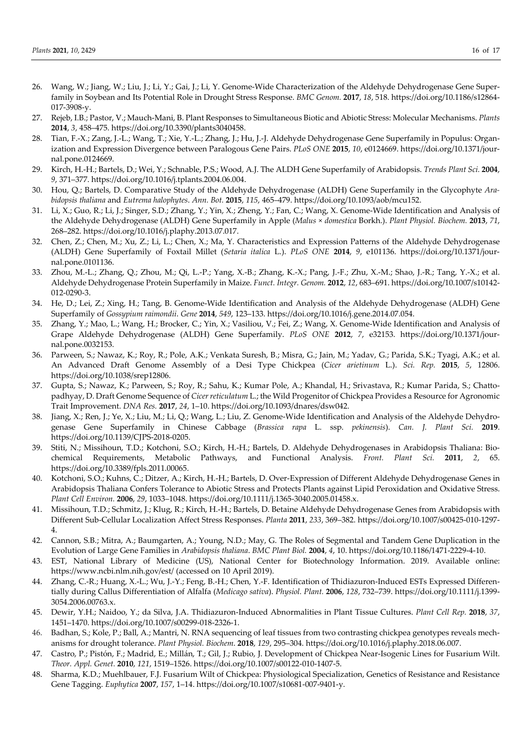26. Wang, W.; Jiang, W.; Liu, J.; Li, Y.; Gai, J.; Li, Y. Genome-Wide Characterization of the Aldehyde Dehydrogenase Gene Superfamily in Soybean and Its Potential Role in Drought Stress Response. *BMC Genom.* **2017**, *18*, 518. https://doi.org/10.1186/s12864-017-3908-y.
27. Rejeb, I.B.; Pastor, V.; Mauch-Mani, B. Plant Responses to Simultaneous Biotic and Abiotic Stress: Molecular Mechanisms. *Plants* **2014**, *3*, 458–475. https://doi.org/10.3390/plants3040458.
28. Tian, F.-X.; Zang, J.-L.; Wang, T.; Xie, Y.-L.; Zhang, J.; Hu, J.-J. Aldehyde Dehydrogenase Gene Superfamily in Populus: Organization and Expression Divergence between Paralogous Gene Pairs. *PLoS ONE* **2015**, *10*, e0124669. https://doi.org/10.1371/journal.pone.0124669.
29. Kirch, H.-H.; Bartels, D.; Wei, Y.; Schnable, P.S.; Wood, A.J. The ALDH Gene Superfamily of Arabidopsis. *Trends Plant Sci.* **2004**, *9*, 371–377. https://doi.org/10.1016/j.tplants.2004.06.004.
30. Hou, Q.; Bartels, D. Comparative Study of the Aldehyde Dehydrogenase (ALDH) Gene Superfamily in the Glycophyte *Arabidopsis thaliana* and *Eutrema halophytes*. *Ann. Bot.* **2015**, *115*, 465–479. https://doi.org/10.1093/aob/mcu152.
31. Li, X.; Guo, R.; Li, J.; Singer, S.D.; Zhang, Y.; Yin, X.; Zheng, Y.; Fan, C.; Wang, X. Genome-Wide Identification and Analysis of the Aldehyde Dehydrogenase (ALDH) Gene Superfamily in Apple (*Malus × domestica* Borkh.). *Plant Physiol. Biochem.* **2013**, *71*, 268–282. https://doi.org/10.1016/j.plaphy.2013.07.017.
32. Chen, Z.; Chen, M.; Xu, Z.; Li, L.; Chen, X.; Ma, Y. Characteristics and Expression Patterns of the Aldehyde Dehydrogenase (ALDH) Gene Superfamily of Foxtail Millet (*Setaria italica* L.). *PLoS ONE* **2014**, *9*, e101136. https://doi.org/10.1371/journal.pone.0101136.
33. Zhou, M.-L.; Zhang, Q.; Zhou, M.; Qi, L.-P.; Yang, X.-B.; Zhang, K.-X.; Pang, J.-F.; Zhu, X.-M.; Shao, J.-R.; Tang, Y.-X.; et al. Aldehyde Dehydrogenase Protein Superfamily in Maize. *Funct. Integr. Genom.* **2012**, *12*, 683–691. https://doi.org/10.1007/s10142-012-0290-3.
34. He, D.; Lei, Z.; Xing, H.; Tang, B. Genome-Wide Identification and Analysis of the Aldehyde Dehydrogenase (ALDH) Gene Superfamily of *Gossypium raimondii*. *Gene* **2014**, *549*, 123–133. https://doi.org/10.1016/j.gene.2014.07.054.
35. Zhang, Y.; Mao, L.; Wang, H.; Brocker, C.; Yin, X.; Vasiliou, V.; Fei, Z.; Wang, X. Genome-Wide Identification and Analysis of Grape Aldehyde Dehydrogenase (ALDH) Gene Superfamily. *PLoS ONE* **2012**, *7*, e32153. https://doi.org/10.1371/journal.pone.0032153.
36. Parween, S.; Nawaz, K.; Roy, R.; Pole, A.K.; Venkata Suresh, B.; Misra, G.; Jain, M.; Yadav, G.; Parida, S.K.; Tyagi, A.K.; et al. An Advanced Draft Genome Assembly of a Desi Type Chickpea (*Cicer arietinum* L.). *Sci. Rep.* **2015**, *5*, 12806. https://doi.org/10.1038/srep12806.
37. Gupta, S.; Nawaz, K.; Parween, S.; Roy, R.; Sahu, K.; Kumar Pole, A.; Khandal, H.; Srivastava, R.; Kumar Parida, S.; Chattopadhyay, D. Draft Genome Sequence of *Cicer reticulatum* L.; the Wild Progenitor of Chickpea Provides a Resource for Agronomic Trait Improvement. *DNA Res.* **2017**, *24*, 1–10. https://doi.org/10.1093/dnares/dsw042.
38. Jiang, X.; Ren, J.; Ye, X.; Liu, M.; Li, Q.; Wang, L.; Liu, Z. Genome-Wide Identification and Analysis of the Aldehyde Dehydrogenase Gene Superfamily in Chinese Cabbage (*Brassica rapa* L. ssp. *pekinensis*). *Can. J. Plant Sci.* **2019**. https://doi.org/10.1139/CJPS-2018-0205.
39. Stiti, N.; Missihoun, T.D.; Kotchoni, S.O.; Kirch, H.-H.; Bartels, D. Aldehyde Dehydrogenases in Arabidopsis Thaliana: Biochemical Requirements, Metabolic Pathways, and Functional Analysis. *Front. Plant Sci.* **2011**, *2*, 65. https://doi.org/10.3389/fpls.2011.00065.
40. Kotchoni, S.O.; Kuhns, C.; Ditzer, A.; Kirch, H.-H.; Bartels, D. Over-Expression of Different Aldehyde Dehydrogenase Genes in Arabidopsis Thaliana Confers Tolerance to Abiotic Stress and Protects Plants against Lipid Peroxidation and Oxidative Stress. *Plant Cell Environ.* **2006**, *29*, 1033–1048. https://doi.org/10.1111/j.1365-3040.2005.01458.x.
41. Missihoun, T.D.; Schmitz, J.; Klug, R.; Kirch, H.-H.; Bartels, D. Betaine Aldehyde Dehydrogenase Genes from Arabidopsis with Different Sub-Cellular Localization Affect Stress Responses. *Planta* **2011**, *233*, 369–382. https://doi.org/10.1007/s00425-010-1297-4.
42. Cannon, S.B.; Mitra, A.; Baumgarten, A.; Young, N.D.; May, G. The Roles of Segmental and Tandem Gene Duplication in the Evolution of Large Gene Families in *Arabidopsis thaliana*. *BMC Plant Biol.* **2004**, *4*, 10. https://doi.org/10.1186/1471-2229-4-10.
43. EST, National Library of Medicine (US), National Center for Biotechnology Information. 2019. Available online: https://www.ncbi.nlm.nih.gov/est/ (accessed on 10 April 2019).
44. Zhang, C.-R.; Huang, X.-L.; Wu, J.-Y.; Feng, B.-H.; Chen, Y.-F. Identification of Thidiazuron-Induced ESTs Expressed Differentially during Callus Differentiation of Alfalfa (*Medicago sativa*). *Physiol. Plant.* **2006**, *128*, 732–739. https://doi.org/10.1111/j.1399-3054.2006.00763.x.
45. Dewir, Y.H.; Naidoo, Y.; da Silva, J.A. Thidiazuron-Induced Abnormalities in Plant Tissue Cultures. *Plant Cell Rep.* **2018**, *37*, 1451–1470. https://doi.org/10.1007/s00299-018-2326-1.
46. Badhan, S.; Kole, P.; Ball, A.; Mantri, N. RNA sequencing of leaf tissues from two contrasting chickpea genotypes reveals mechanisms for drought tolerance. *Plant Physiol. Biochem.* **2018**, *129*, 295–304. https://doi.org/10.1016/j.plaphy.2018.06.007.
47. Castro, P.; Pistón, F.; Madrid, E.; Millán, T.; Gil, J.; Rubio, J. Development of Chickpea Near-Isogenic Lines for Fusarium Wilt. *Theor. Appl. Genet.* **2010**, *121*, 1519–1526. https://doi.org/10.1007/s00122-010-1407-5.
48. Sharma, K.D.; Muehlbauer, F.J. Fusarium Wilt of Chickpea: Physiological Specialization, Genetics of Resistance and Resistance Gene Tagging. *Euphytica* **2007**, *157*, 1–14. https://doi.org/10.1007/s10681-007-9401-y.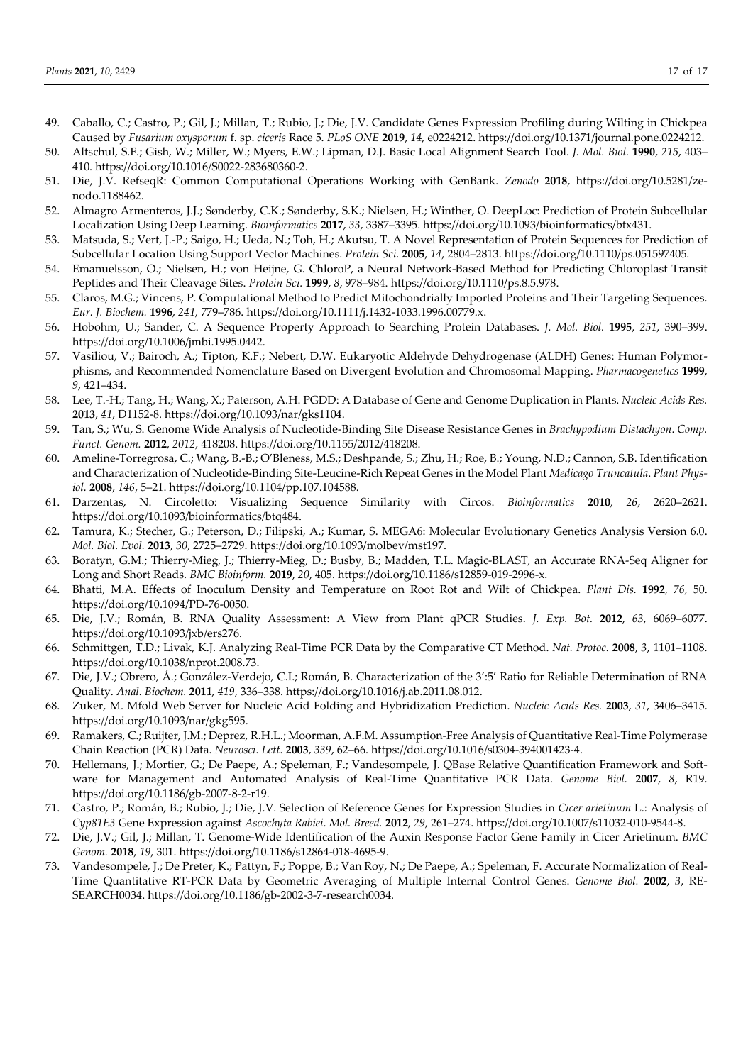49. Caballo, C.; Castro, P.; Gil, J.; Millan, T.; Rubio, J.; Die, J.V. Candidate Genes Expression Profiling during Wilting in Chickpea Caused by *Fusarium oxysporum* f. sp. *ciceris* Race 5. *PLoS ONE* **2019**, *14*, e0224212. https://doi.org/10.1371/journal.pone.0224212.
50. Altschul, S.F.; Gish, W.; Miller, W.; Myers, E.W.; Lipman, D.J. Basic Local Alignment Search Tool. *J. Mol. Biol.* **1990**, *215*, 403–410. https://doi.org/10.1016/S0022-283680360-2.
51. Die, J.V. RefseqR: Common Computational Operations Working with GenBank. *Zenodo* **2018**, https://doi.org/10.5281/zenodo.1188462.
52. Almagro Armenteros, J.J.; Sønderby, C.K.; Sønderby, S.K.; Nielsen, H.; Winther, O. DeepLoc: Prediction of Protein Subcellular Localization Using Deep Learning. *Bioinformatics* **2017**, *33*, 3387–3395. https://doi.org/10.1093/bioinformatics/btx431.
53. Matsuda, S.; Vert, J.-P.; Saigo, H.; Ueda, N.; Toh, H.; Akutsu, T. A Novel Representation of Protein Sequences for Prediction of Subcellular Location Using Support Vector Machines. *Protein Sci.* **2005**, *14*, 2804–2813. https://doi.org/10.1110/ps.051597405.
54. Emanuelsson, O.; Nielsen, H.; von Heijne, G. ChloroP, a Neural Network-Based Method for Predicting Chloroplast Transit Peptides and Their Cleavage Sites. *Protein Sci.* **1999**, *8*, 978–984. https://doi.org/10.1110/ps.8.5.978.
55. Claros, M.G.; Vincens, P. Computational Method to Predict Mitochondrially Imported Proteins and Their Targeting Sequences. *Eur. J. Biochem.* **1996**, *241*, 779–786. https://doi.org/10.1111/j.1432-1033.1996.00779.x.
56. Hobohm, U.; Sander, C. A Sequence Property Approach to Searching Protein Databases. *J. Mol. Biol.* **1995**, *251*, 390–399. https://doi.org/10.1006/jmbi.1995.0442.
57. Vasiliou, V.; Bairoch, A.; Tipton, K.F.; Nebert, D.W. Eukaryotic Aldehyde Dehydrogenase (ALDH) Genes: Human Polymorphisms, and Recommended Nomenclature Based on Divergent Evolution and Chromosomal Mapping. *Pharmacogenetics* **1999**, *9*, 421–434.
58. Lee, T.-H.; Tang, H.; Wang, X.; Paterson, A.H. PGDD: A Database of Gene and Genome Duplication in Plants. *Nucleic Acids Res.* **2013**, *41*, D1152-8. https://doi.org/10.1093/nar/gks1104.
59. Tan, S.; Wu, S. Genome Wide Analysis of Nucleotide-Binding Site Disease Resistance Genes in *Brachypodium Distachyon*. *Comp. Funct. Genom.* **2012**, *2012*, 418208. https://doi.org/10.1155/2012/418208.
60. Ameline-Torregrosa, C.; Wang, B.-B.; O'Bleness, M.S.; Deshpande, S.; Zhu, H.; Roe, B.; Young, N.D.; Cannon, S.B. Identification and Characterization of Nucleotide-Binding Site-Leucine-Rich Repeat Genes in the Model Plant *Medicago Truncatula*. *Plant Physiol.* **2008**, *146*, 5–21. https://doi.org/10.1104/pp.107.104588.
61. Darzentas, N. Circoletto: Visualizing Sequence Similarity with Circos. *Bioinformatics* **2010**, *26*, 2620–2621. https://doi.org/10.1093/bioinformatics/btq484.
62. Tamura, K.; Stecher, G.; Peterson, D.; Filipski, A.; Kumar, S. MEGA6: Molecular Evolutionary Genetics Analysis Version 6.0. *Mol. Biol. Evol.* **2013**, *30*, 2725–2729. https://doi.org/10.1093/molbev/mst197.
63. Boratyn, G.M.; Thierry-Mieg, J.; Thierry-Mieg, D.; Busby, B.; Madden, T.L. Magic-BLAST, an Accurate RNA-Seq Aligner for Long and Short Reads. *BMC Bioinform.* **2019**, *20*, 405. https://doi.org/10.1186/s12859-019-2996-x.
64. Bhatti, M.A. Effects of Inoculum Density and Temperature on Root Rot and Wilt of Chickpea. *Plant Dis.* **1992**, *76*, 50. https://doi.org/10.1094/PD-76-0050.
65. Die, J.V.; Román, B. RNA Quality Assessment: A View from Plant qPCR Studies. *J. Exp. Bot.* **2012**, *63*, 6069–6077. https://doi.org/10.1093/jxb/ers276.
66. Schmittgen, T.D.; Livak, K.J. Analyzing Real-Time PCR Data by the Comparative CT Method. *Nat. Protoc.* **2008**, *3*, 1101–1108. https://doi.org/10.1038/nprot.2008.73.
67. Die, J.V.; Obrero, Á.; González-Verdejo, C.I.; Román, B. Characterization of the 3′:5′ Ratio for Reliable Determination of RNA Quality. *Anal. Biochem.* **2011**, *419*, 336–338. https://doi.org/10.1016/j.ab.2011.08.012.
68. Zuker, M. Mfold Web Server for Nucleic Acid Folding and Hybridization Prediction. *Nucleic Acids Res.* **2003**, *31*, 3406–3415. https://doi.org/10.1093/nar/gkg595.
69. Ramakers, C.; Ruijter, J.M.; Deprez, R.H.L.; Moorman, A.F.M. Assumption-Free Analysis of Quantitative Real-Time Polymerase Chain Reaction (PCR) Data. *Neurosci. Lett.* **2003**, *339*, 62–66. https://doi.org/10.1016/s0304-394001423-4.
70. Hellemans, J.; Mortier, G.; De Paepe, A.; Speleman, F.; Vandesompele, J. QBase Relative Quantification Framework and Software for Management and Automated Analysis of Real-Time Quantitative PCR Data. *Genome Biol.* **2007**, *8*, R19. https://doi.org/10.1186/gb-2007-8-2-r19.
71. Castro, P.; Román, B.; Rubio, J.; Die, J.V. Selection of Reference Genes for Expression Studies in *Cicer arietinum* L.: Analysis of *Cyp81E3* Gene Expression against *Ascochyta Rabiei*. *Mol. Breed.* **2012**, *29*, 261–274. https://doi.org/10.1007/s11032-010-9544-8.
72. Die, J.V.; Gil, J.; Millan, T. Genome-Wide Identification of the Auxin Response Factor Gene Family in Cicer Arietinum. *BMC Genom.* **2018**, *19*, 301. https://doi.org/10.1186/s12864-018-4695-9.
73. Vandesompele, J.; De Preter, K.; Pattyn, F.; Poppe, B.; Van Roy, N.; De Paepe, A.; Speleman, F. Accurate Normalization of Real-Time Quantitative RT-PCR Data by Geometric Averaging of Multiple Internal Control Genes. *Genome Biol.* **2002**, *3*, RESEARCH0034. https://doi.org/10.1186/gb-2002-3-7-research0034.